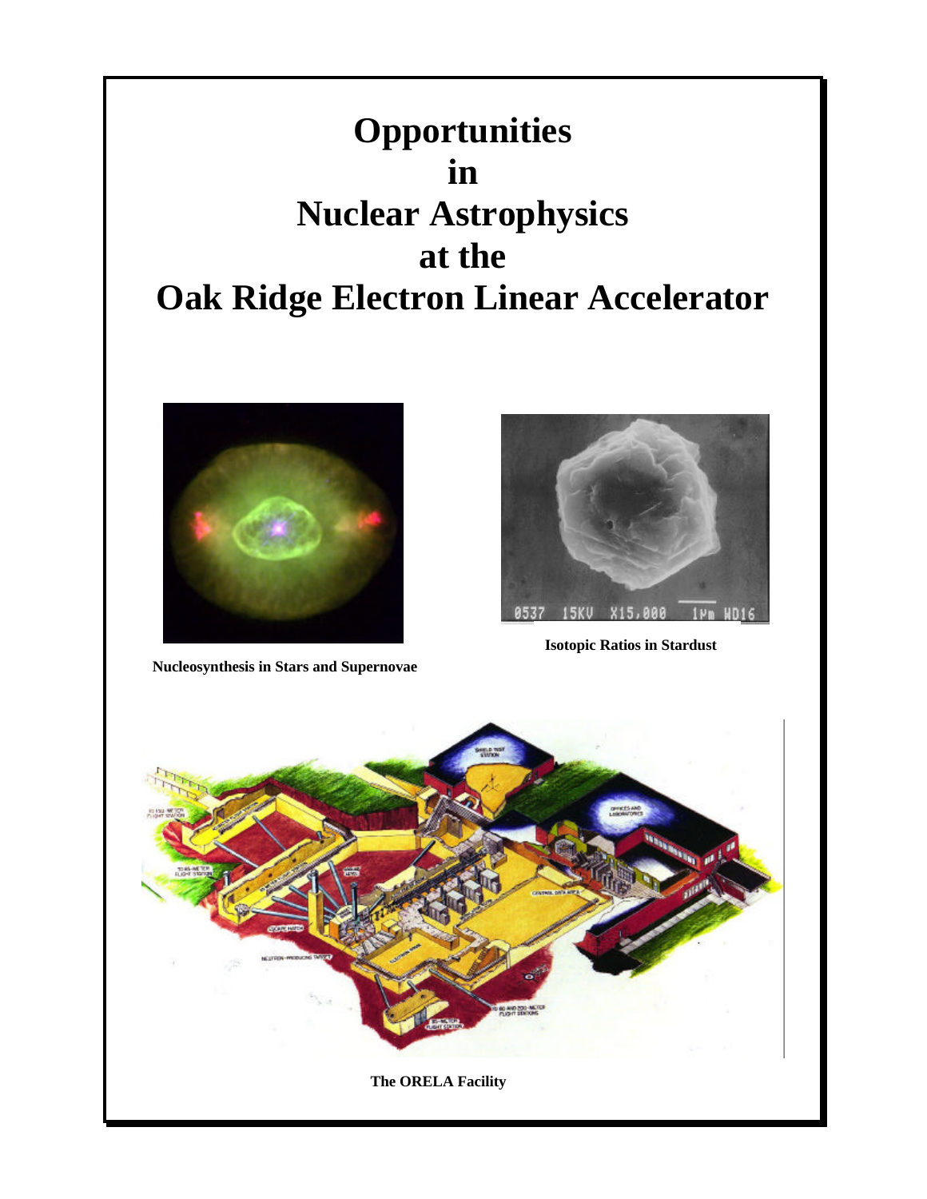# Opportunities in Nuclear Astrophysics at the Oak Ridge Electron Linear Accelerator

Nucleosynthesis in Stars and Supernovae

Isotopic Ratios in Stardust

The ORELA Facility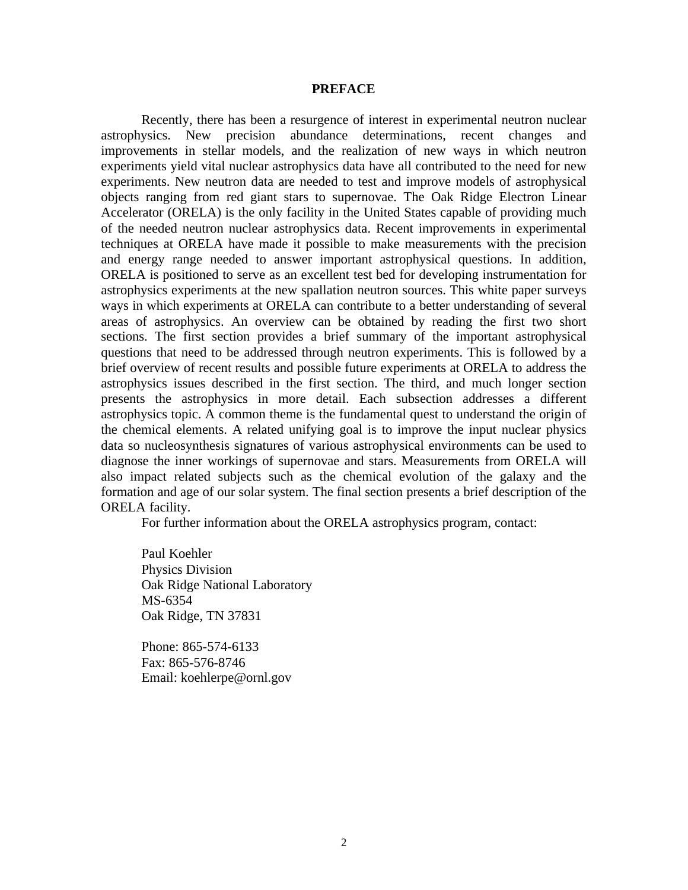# PREFACE

Recently, there has been a resurgence of interest in experimental neutron nuclear astrophysics. New precision abundance determinations, recent changes and improvements in stellar models, and the realization of new ways in which neutron experiments yield vital nuclear astrophysics data have all contributed to the need for new experiments. New neutron data are needed to test and improve models of astrophysical objects ranging from red giant stars to supernovae. The Oak Ridge Electron Linear Accelerator (ORELA) is the only facility in the United States capable of providing much of the needed neutron nuclear astrophysics data. Recent improvements in experimental techniques at ORELA have made it possible to make measurements with the precision and energy range needed to answer important astrophysical questions. In addition, ORELA is positioned to serve as an excellent test bed for developing instrumentation for astrophysics experiments at the new spallation neutron sources. This white paper surveys ways in which experiments at ORELA can contribute to a better understanding of several areas of astrophysics. An overview can be obtained by reading the first two short sections. The first section provides a brief summary of the important astrophysical questions that need to be addressed through neutron experiments. This is followed by a brief overview of recent results and possible future experiments at ORELA to address the astrophysics issues described in the first section. The third, and much longer section presents the astrophysics in more detail. Each subsection addresses a different astrophysics topic. A common theme is the fundamental quest to understand the origin of the chemical elements. A related unifying goal is to improve the input nuclear physics data so nucleosynthesis signatures of various astrophysical environments can be used to diagnose the inner workings of supernovae and stars. Measurements from ORELA will also impact related subjects such as the chemical evolution of the galaxy and the formation and age of our solar system. The final section presents a brief description of the ORELA facility.

For further information about the ORELA astrophysics program, contact:

Paul Koehler  
Physics Division  
Oak Ridge National Laboratory  
MS-6354  
Oak Ridge, TN 37831

Phone: 865-574-6133  
Fax: 865-576-8746  
Email: koehlerpe@ornl.gov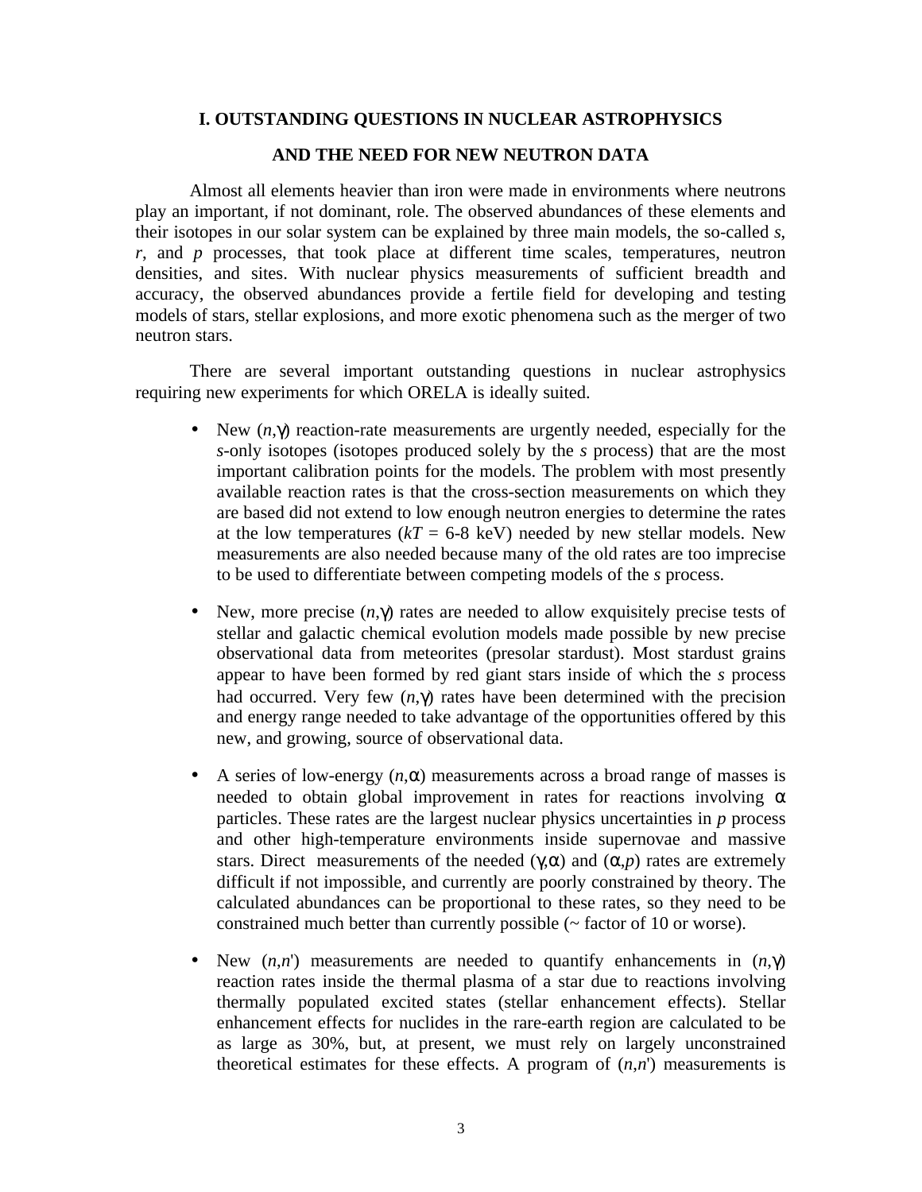## I. OUTSTANDING QUESTIONS IN NUCLEAR ASTROPHYSICS AND THE NEED FOR NEW NEUTRON DATA

Almost all elements heavier than iron were made in environments where neutrons play an important, if not dominant, role. The observed abundances of these elements and their isotopes in our solar system can be explained by three main models, the so-called *s*, *r*, and *p* processes, that took place at different time scales, temperatures, neutron densities, and sites. With nuclear physics measurements of sufficient breadth and accuracy, the observed abundances provide a fertile field for developing and testing models of stars, stellar explosions, and more exotic phenomena such as the merger of two neutron stars.

There are several important outstanding questions in nuclear astrophysics requiring new experiments for which ORELA is ideally suited.

- New $(n,\gamma)$ reaction-rate measurements are urgently needed, especially for the *s*-only isotopes (isotopes produced solely by the *s* process) that are the most important calibration points for the models. The problem with most presently available reaction rates is that the cross-section measurements on which they are based did not extend to low enough neutron energies to determine the rates at the low temperatures ($kT$ = 6-8 keV) needed by new stellar models. New measurements are also needed because many of the old rates are too imprecise to be used to differentiate between competing models of the *s* process.

- New, more precise $(n,\gamma)$ rates are needed to allow exquisitely precise tests of stellar and galactic chemical evolution models made possible by new precise observational data from meteorites (presolar stardust). Most stardust grains appear to have been formed by red giant stars inside of which the *s* process had occurred. Very few $(n,\gamma)$ rates have been determined with the precision and energy range needed to take advantage of the opportunities offered by this new, and growing, source of observational data.

- A series of low-energy $(n,\alpha)$ measurements across a broad range of masses is needed to obtain global improvement in rates for reactions involving $\alpha$ particles. These rates are the largest nuclear physics uncertainties in *p* process and other high-temperature environments inside supernovae and massive stars. Direct measurements of the needed $(\gamma,\alpha)$ and $(\alpha,p)$ rates are extremely difficult if not impossible, and currently are poorly constrained by theory. The calculated abundances can be proportional to these rates, so they need to be constrained much better than currently possible (~ factor of 10 or worse).

- New $(n,n')$ measurements are needed to quantify enhancements in $(n,\gamma)$ reaction rates inside the thermal plasma of a star due to reactions involving thermally populated excited states (stellar enhancement effects). Stellar enhancement effects for nuclides in the rare-earth region are calculated to be as large as 30%, but, at present, we must rely on largely unconstrained theoretical estimates for these effects. A program of $(n,n')$ measurements is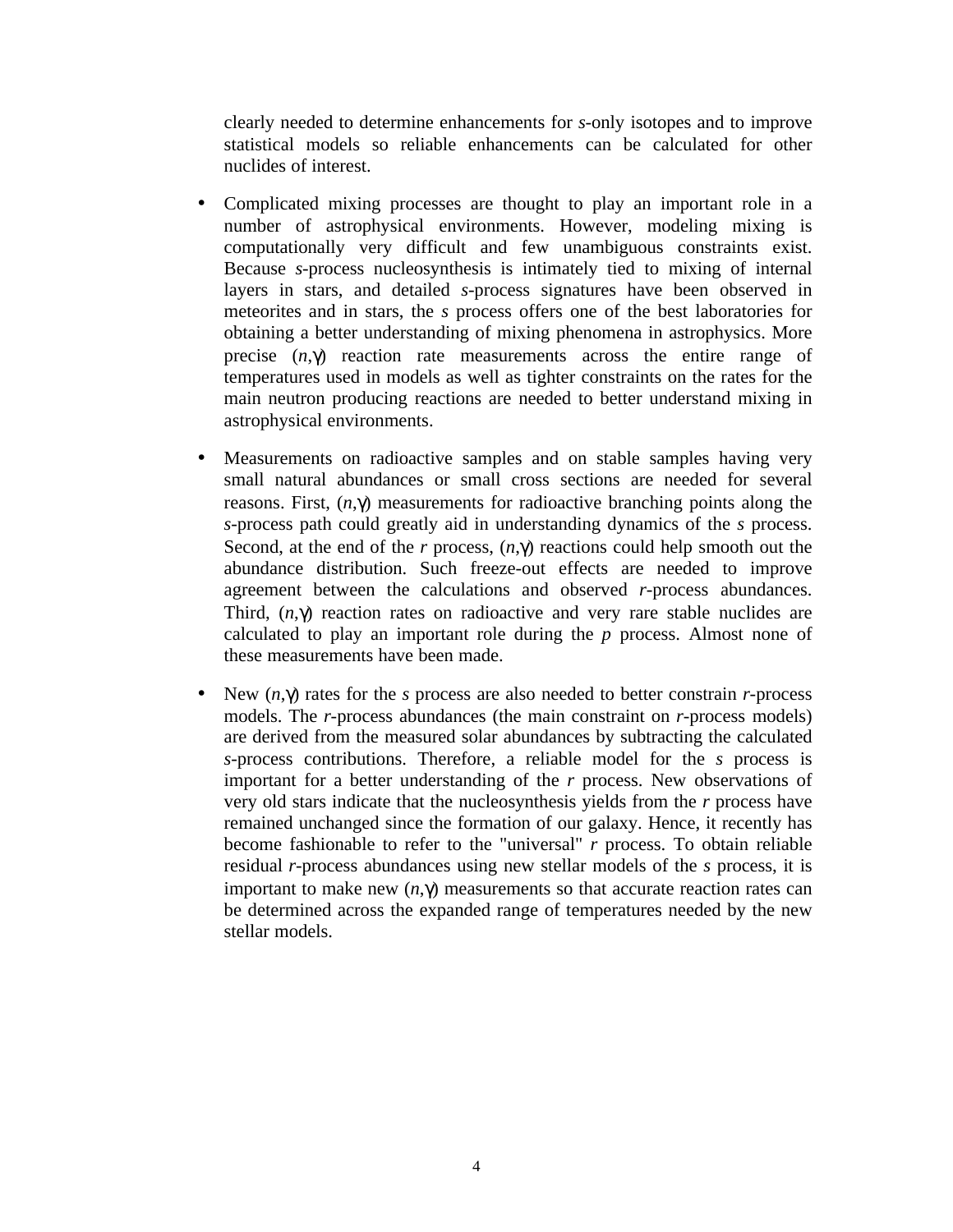clearly needed to determine enhancements for *s*-only isotopes and to improve statistical models so reliable enhancements can be calculated for other nuclides of interest.

- Complicated mixing processes are thought to play an important role in a number of astrophysical environments. However, modeling mixing is computationally very difficult and few unambiguous constraints exist. Because *s*-process nucleosynthesis is intimately tied to mixing of internal layers in stars, and detailed *s*-process signatures have been observed in meteorites and in stars, the *s* process offers one of the best laboratories for obtaining a better understanding of mixing phenomena in astrophysics. More precise $(n,\gamma)$ reaction rate measurements across the entire range of temperatures used in models as well as tighter constraints on the rates for the main neutron producing reactions are needed to better understand mixing in astrophysical environments.

- Measurements on radioactive samples and on stable samples having very small natural abundances or small cross sections are needed for several reasons. First, $(n,\gamma)$ measurements for radioactive branching points along the *s*-process path could greatly aid in understanding dynamics of the *s* process. Second, at the end of the *r* process, $(n,\gamma)$ reactions could help smooth out the abundance distribution. Such freeze-out effects are needed to improve agreement between the calculations and observed *r*-process abundances. Third, $(n,\gamma)$ reaction rates on radioactive and very rare stable nuclides are calculated to play an important role during the *p* process. Almost none of these measurements have been made.

- New $(n,\gamma)$ rates for the *s* process are also needed to better constrain *r*-process models. The *r*-process abundances (the main constraint on *r*-process models) are derived from the measured solar abundances by subtracting the calculated *s*-process contributions. Therefore, a reliable model for the *s* process is important for a better understanding of the *r* process. New observations of very old stars indicate that the nucleosynthesis yields from the *r* process have remained unchanged since the formation of our galaxy. Hence, it recently has become fashionable to refer to the "universal" *r* process. To obtain reliable residual *r*-process abundances using new stellar models of the *s* process, it is important to make new $(n,\gamma)$ measurements so that accurate reaction rates can be determined across the expanded range of temperatures needed by the new stellar models.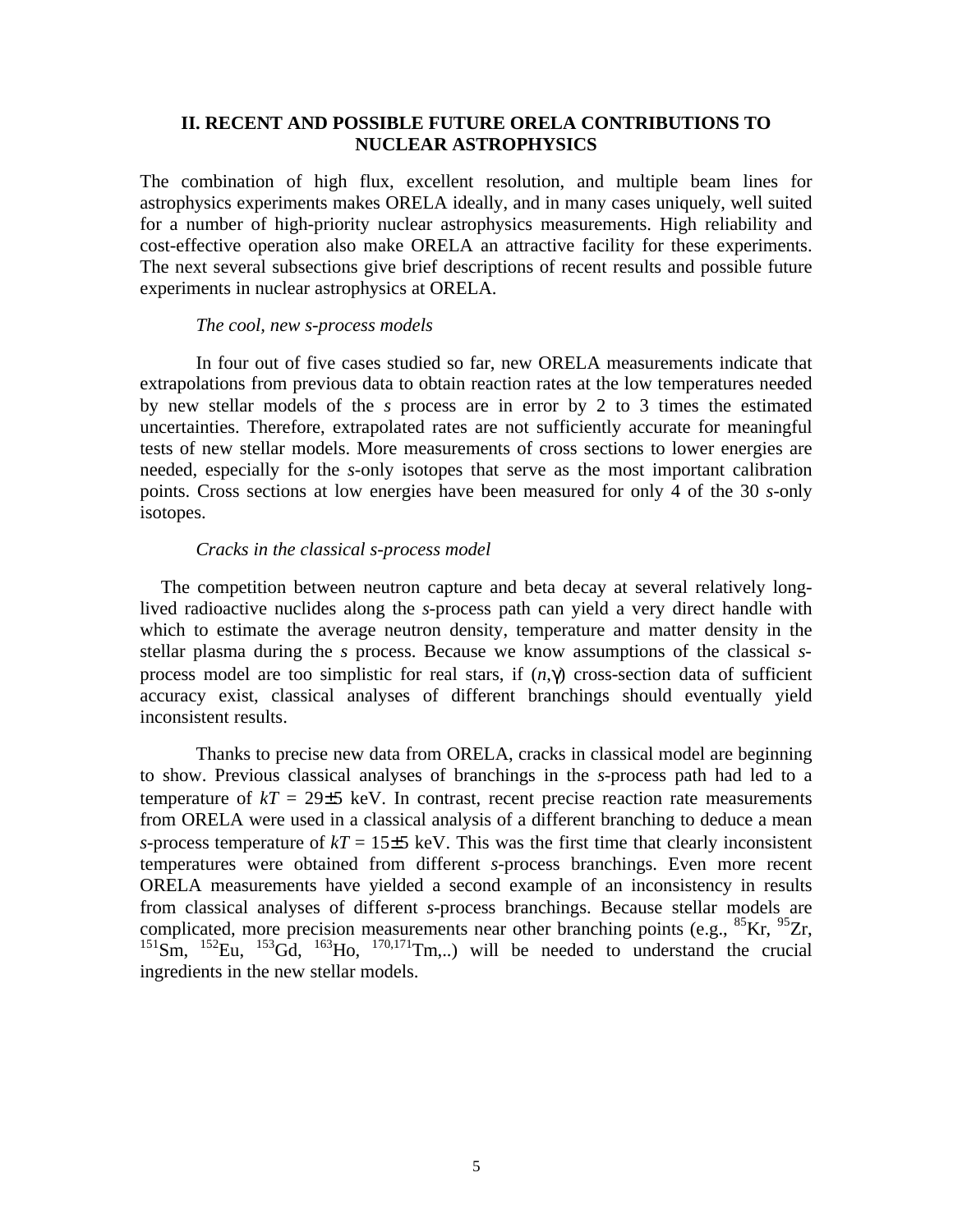## II. RECENT AND POSSIBLE FUTURE ORELA CONTRIBUTIONS TO NUCLEAR ASTROPHYSICS

The combination of high flux, excellent resolution, and multiple beam lines for astrophysics experiments makes ORELA ideally, and in many cases uniquely, well suited for a number of high-priority nuclear astrophysics measurements. High reliability and cost-effective operation also make ORELA an attractive facility for these experiments. The next several subsections give brief descriptions of recent results and possible future experiments in nuclear astrophysics at ORELA.

### *The cool, new s-process models*

In four out of five cases studied so far, new ORELA measurements indicate that extrapolations from previous data to obtain reaction rates at the low temperatures needed by new stellar models of the *s* process are in error by 2 to 3 times the estimated uncertainties. Therefore, extrapolated rates are not sufficiently accurate for meaningful tests of new stellar models. More measurements of cross sections to lower energies are needed, especially for the *s*-only isotopes that serve as the most important calibration points. Cross sections at low energies have been measured for only 4 of the 30 *s*-only isotopes.

### *Cracks in the classical s-process model*

The competition between neutron capture and beta decay at several relatively long-lived radioactive nuclides along the *s*-process path can yield a very direct handle with which to estimate the average neutron density, temperature and matter density in the stellar plasma during the *s* process. Because we know assumptions of the classical *s*-process model are too simplistic for real stars, if $(n,\gamma)$ cross-section data of sufficient accuracy exist, classical analyses of different branchings should eventually yield inconsistent results.

Thanks to precise new data from ORELA, cracks in classical model are beginning to show. Previous classical analyses of branchings in the *s*-process path had led to a temperature of $kT = 29\pm5$ keV. In contrast, recent precise reaction rate measurements from ORELA were used in a classical analysis of a different branching to deduce a mean *s*-process temperature of $kT = 15\pm5$ keV. This was the first time that clearly inconsistent temperatures were obtained from different *s*-process branchings. Even more recent ORELA measurements have yielded a second example of an inconsistency in results from classical analyses of different *s*-process branchings. Because stellar models are complicated, more precision measurements near other branching points (e.g., $^{85}$Kr, $^{95}$Zr, $^{151}$Sm, $^{152}$Eu, $^{153}$Gd, $^{163}$Ho, $^{170,171}$Tm,..) will be needed to understand the crucial ingredients in the new stellar models.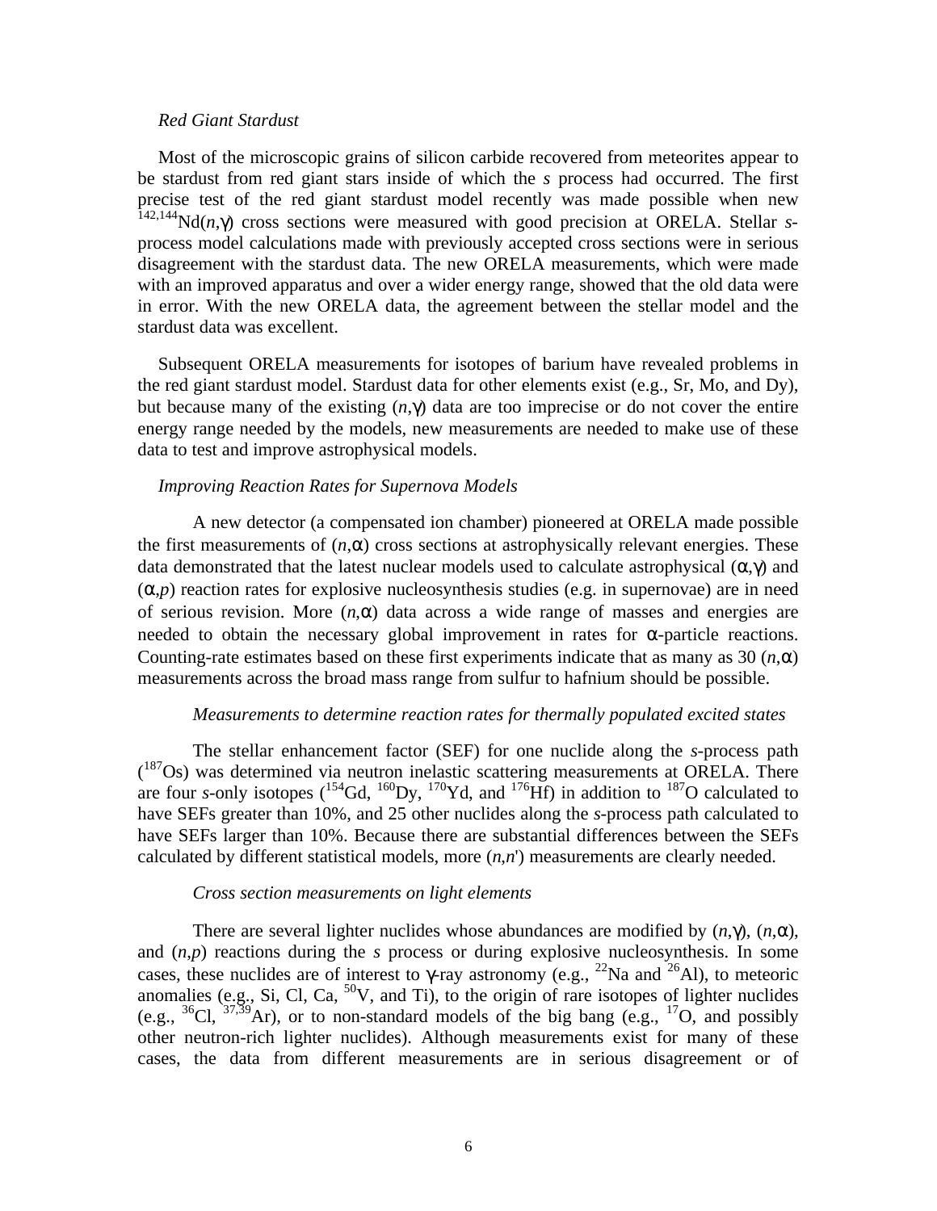*Red Giant Stardust*

Most of the microscopic grains of silicon carbide recovered from meteorites appear to be stardust from red giant stars inside of which the *s* process had occurred. The first precise test of the red giant stardust model recently was made possible when new $^{142,144}$Nd($n$,$\gamma$) cross sections were measured with good precision at ORELA. Stellar *s*-process model calculations made with previously accepted cross sections were in serious disagreement with the stardust data. The new ORELA measurements, which were made with an improved apparatus and over a wider energy range, showed that the old data were in error. With the new ORELA data, the agreement between the stellar model and the stardust data was excellent.

Subsequent ORELA measurements for isotopes of barium have revealed problems in the red giant stardust model. Stardust data for other elements exist (e.g., Sr, Mo, and Dy), but because many of the existing ($n$,$\gamma$) data are too imprecise or do not cover the entire energy range needed by the models, new measurements are needed to make use of these data to test and improve astrophysical models.

*Improving Reaction Rates for Supernova Models*

A new detector (a compensated ion chamber) pioneered at ORELA made possible the first measurements of ($n$,$\alpha$) cross sections at astrophysically relevant energies. These data demonstrated that the latest nuclear models used to calculate astrophysical ($\alpha$,$\gamma$) and ($\alpha$,$p$) reaction rates for explosive nucleosynthesis studies (e.g. in supernovae) are in need of serious revision. More ($n$,$\alpha$) data across a wide range of masses and energies are needed to obtain the necessary global improvement in rates for $\alpha$-particle reactions. Counting-rate estimates based on these first experiments indicate that as many as 30 ($n$,$\alpha$) measurements across the broad mass range from sulfur to hafnium should be possible.

*Measurements to determine reaction rates for thermally populated excited states*

The stellar enhancement factor (SEF) for one nuclide along the *s*-process path ($^{187}$Os) was determined via neutron inelastic scattering measurements at ORELA. There are four *s*-only isotopes ($^{154}$Gd, $^{160}$Dy, $^{170}$Yd, and $^{176}$Hf) in addition to $^{187}$O calculated to have SEFs greater than 10%, and 25 other nuclides along the *s*-process path calculated to have SEFs larger than 10%. Because there are substantial differences between the SEFs calculated by different statistical models, more ($n$,$n'$) measurements are clearly needed.

*Cross section measurements on light elements*

There are several lighter nuclides whose abundances are modified by ($n$,$\gamma$), ($n$,$\alpha$), and ($n$,$p$) reactions during the *s* process or during explosive nucleosynthesis. In some cases, these nuclides are of interest to $\gamma$-ray astronomy (e.g., $^{22}$Na and $^{26}$Al), to meteoric anomalies (e.g., Si, Cl, Ca, $^{50}$V, and Ti), to the origin of rare isotopes of lighter nuclides (e.g., $^{36}$Cl, $^{37,39}$Ar), or to non-standard models of the big bang (e.g., $^{17}$O, and possibly other neutron-rich lighter nuclides). Although measurements exist for many of these cases, the data from different measurements are in serious disagreement or of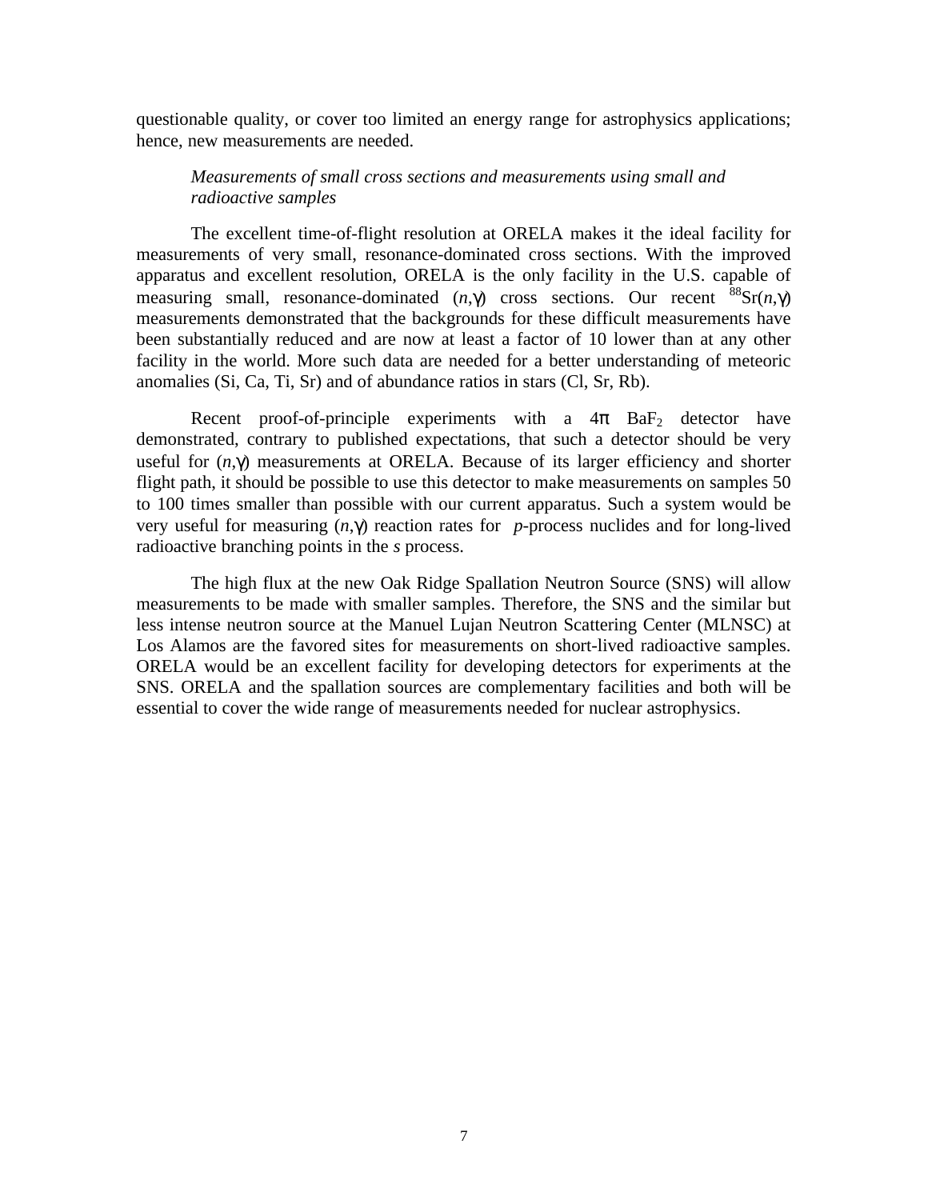questionable quality, or cover too limited an energy range for astrophysics applications; hence, new measurements are needed.

*Measurements of small cross sections and measurements using small and radioactive samples*

The excellent time-of-flight resolution at ORELA makes it the ideal facility for measurements of very small, resonance-dominated cross sections. With the improved apparatus and excellent resolution, ORELA is the only facility in the U.S. capable of measuring small, resonance-dominated $(n,\gamma)$ cross sections. Our recent $^{88}$Sr$(n,\gamma)$ measurements demonstrated that the backgrounds for these difficult measurements have been substantially reduced and are now at least a factor of 10 lower than at any other facility in the world. More such data are needed for a better understanding of meteoric anomalies (Si, Ca, Ti, Sr) and of abundance ratios in stars (Cl, Sr, Rb).

Recent proof-of-principle experiments with a $4\pi$ $BaF_2$ detector have demonstrated, contrary to published expectations, that such a detector should be very useful for $(n,\gamma)$ measurements at ORELA. Because of its larger efficiency and shorter flight path, it should be possible to use this detector to make measurements on samples 50 to 100 times smaller than possible with our current apparatus. Such a system would be very useful for measuring $(n,\gamma)$ reaction rates for *p*-process nuclides and for long-lived radioactive branching points in the *s* process.

The high flux at the new Oak Ridge Spallation Neutron Source (SNS) will allow measurements to be made with smaller samples. Therefore, the SNS and the similar but less intense neutron source at the Manuel Lujan Neutron Scattering Center (MLNSC) at Los Alamos are the favored sites for measurements on short-lived radioactive samples. ORELA would be an excellent facility for developing detectors for experiments at the SNS. ORELA and the spallation sources are complementary facilities and both will be essential to cover the wide range of measurements needed for nuclear astrophysics.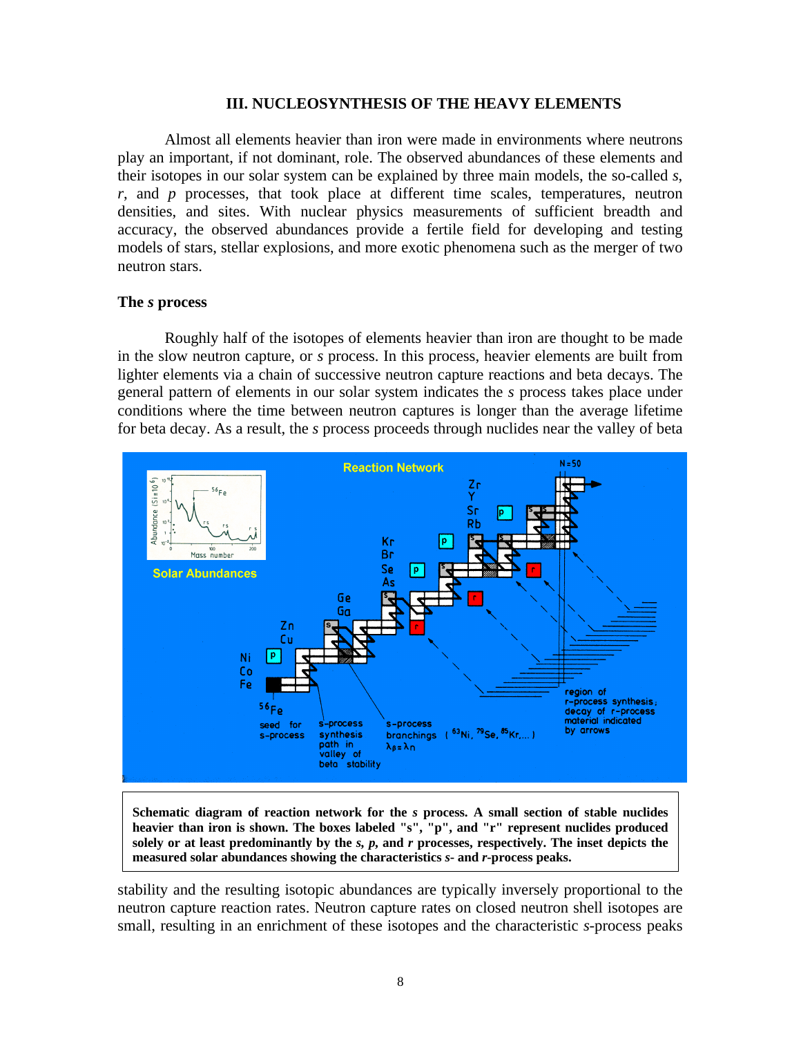## III. NUCLEOSYNTHESIS OF THE HEAVY ELEMENTS

Almost all elements heavier than iron were made in environments where neutrons play an important, if not dominant, role. The observed abundances of these elements and their isotopes in our solar system can be explained by three main models, the so-called *s*, *r*, and *p* processes, that took place at different time scales, temperatures, neutron densities, and sites. With nuclear physics measurements of sufficient breadth and accuracy, the observed abundances provide a fertile field for developing and testing models of stars, stellar explosions, and more exotic phenomena such as the merger of two neutron stars.

### The *s* process

Roughly half of the isotopes of elements heavier than iron are thought to be made in the slow neutron capture, or *s* process. In this process, heavier elements are built from lighter elements via a chain of successive neutron capture reactions and beta decays. The general pattern of elements in our solar system indicates the *s* process takes place under conditions where the time between neutron captures is longer than the average lifetime for beta decay. As a result, the *s* process proceeds through nuclides near the valley of beta

**Schematic diagram of reaction network for the *s* process. A small section of stable nuclides heavier than iron is shown. The boxes labeled "s", "p", and "r" represent nuclides produced solely or at least predominantly by the *s*, *p*, and *r* processes, respectively. The inset depicts the measured solar abundances showing the characteristics *s*- and *r*-process peaks.**

stability and the resulting isotopic abundances are typically inversely proportional to the neutron capture reaction rates. Neutron capture rates on closed neutron shell isotopes are small, resulting in an enrichment of these isotopes and the characteristic *s*-process peaks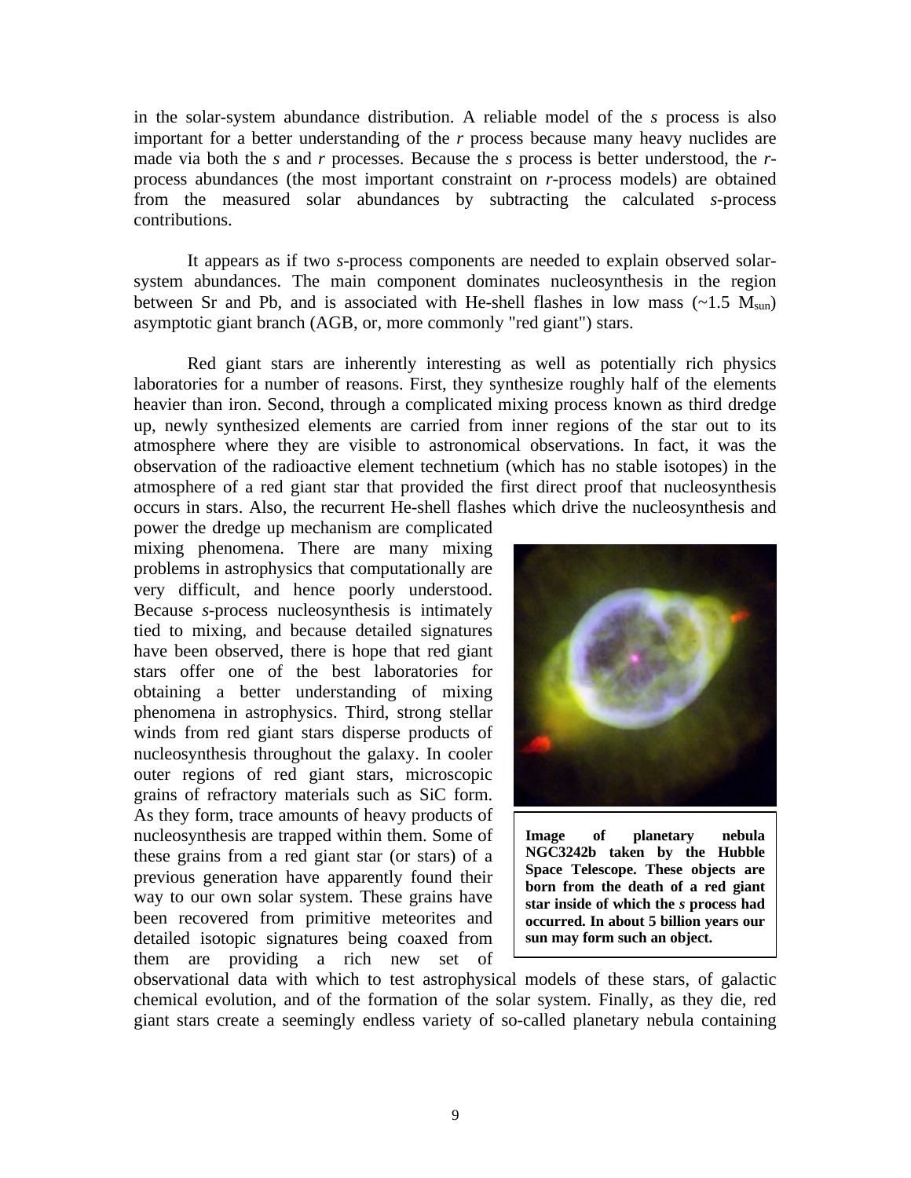in the solar-system abundance distribution. A reliable model of the *s* process is also important for a better understanding of the *r* process because many heavy nuclides are made via both the *s* and *r* processes. Because the *s* process is better understood, the *r*-process abundances (the most important constraint on *r*-process models) are obtained from the measured solar abundances by subtracting the calculated *s*-process contributions.

It appears as if two *s*-process components are needed to explain observed solar-system abundances. The main component dominates nucleosynthesis in the region between Sr and Pb, and is associated with He-shell flashes in low mass (~1.5 $M_{sun}$) asymptotic giant branch (AGB, or, more commonly "red giant") stars.

Red giant stars are inherently interesting as well as potentially rich physics laboratories for a number of reasons. First, they synthesize roughly half of the elements heavier than iron. Second, through a complicated mixing process known as third dredge up, newly synthesized elements are carried from inner regions of the star out to its atmosphere where they are visible to astronomical observations. In fact, it was the observation of the radioactive element technetium (which has no stable isotopes) in the atmosphere of a red giant star that provided the first direct proof that nucleosynthesis occurs in stars. Also, the recurrent He-shell flashes which drive the nucleosynthesis and power the dredge up mechanism are complicated mixing phenomena. There are many mixing problems in astrophysics that computationally are very difficult, and hence poorly understood. Because *s*-process nucleosynthesis is intimately tied to mixing, and because detailed signatures have been observed, there is hope that red giant stars offer one of the best laboratories for obtaining a better understanding of mixing phenomena in astrophysics. Third, strong stellar winds from red giant stars disperse products of nucleosynthesis throughout the galaxy. In cooler outer regions of red giant stars, microscopic grains of refractory materials such as SiC form. As they form, trace amounts of heavy products of nucleosynthesis are trapped within them. Some of these grains from a red giant star (or stars) of a previous generation have apparently found their way to our own solar system. These grains have been recovered from primitive meteorites and detailed isotopic signatures being coaxed from them are providing a rich new set of observational data with which to test astrophysical models of these stars, of galactic chemical evolution, and of the formation of the solar system. Finally, as they die, red giant stars create a seemingly endless variety of so-called planetary nebula containing

**Image of planetary nebula NGC3242b taken by the Hubble Space Telescope. These objects are born from the death of a red giant star inside of which the *s* process had occurred. In about 5 billion years our sun may form such an object.**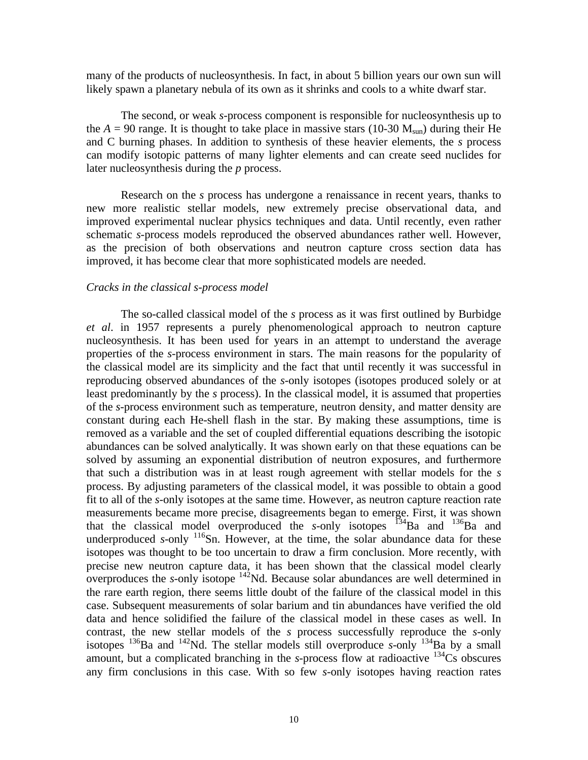many of the products of nucleosynthesis. In fact, in about 5 billion years our own sun will likely spawn a planetary nebula of its own as it shrinks and cools to a white dwarf star.

The second, or weak *s*-process component is responsible for nucleosynthesis up to the $A = 90$ range. It is thought to take place in massive stars (10-30 $M_{sun}$) during their He and C burning phases. In addition to synthesis of these heavier elements, the *s* process can modify isotopic patterns of many lighter elements and can create seed nuclides for later nucleosynthesis during the *p* process.

Research on the *s* process has undergone a renaissance in recent years, thanks to new more realistic stellar models, new extremely precise observational data, and improved experimental nuclear physics techniques and data. Until recently, even rather schematic *s*-process models reproduced the observed abundances rather well. However, as the precision of both observations and neutron capture cross section data has improved, it has become clear that more sophisticated models are needed.

*Cracks in the classical s-process model*

The so-called classical model of the *s* process as it was first outlined by Burbidge *et al*. in 1957 represents a purely phenomenological approach to neutron capture nucleosynthesis. It has been used for years in an attempt to understand the average properties of the *s*-process environment in stars. The main reasons for the popularity of the classical model are its simplicity and the fact that until recently it was successful in reproducing observed abundances of the *s*-only isotopes (isotopes produced solely or at least predominantly by the *s* process). In the classical model, it is assumed that properties of the *s*-process environment such as temperature, neutron density, and matter density are constant during each He-shell flash in the star. By making these assumptions, time is removed as a variable and the set of coupled differential equations describing the isotopic abundances can be solved analytically. It was shown early on that these equations can be solved by assuming an exponential distribution of neutron exposures, and furthermore that such a distribution was in at least rough agreement with stellar models for the *s* process. By adjusting parameters of the classical model, it was possible to obtain a good fit to all of the *s*-only isotopes at the same time. However, as neutron capture reaction rate measurements became more precise, disagreements began to emerge. First, it was shown that the classical model overproduced the *s*-only isotopes $^{134}$Ba and $^{136}$Ba and underproduced *s*-only $^{116}$Sn. However, at the time, the solar abundance data for these isotopes was thought to be too uncertain to draw a firm conclusion. More recently, with precise new neutron capture data, it has been shown that the classical model clearly overproduces the *s*-only isotope $^{142}$Nd. Because solar abundances are well determined in the rare earth region, there seems little doubt of the failure of the classical model in this case. Subsequent measurements of solar barium and tin abundances have verified the old data and hence solidified the failure of the classical model in these cases as well. In contrast, the new stellar models of the *s* process successfully reproduce the *s*-only isotopes $^{136}$Ba and $^{142}$Nd. The stellar models still overproduce *s*-only $^{134}$Ba by a small amount, but a complicated branching in the *s*-process flow at radioactive $^{134}$Cs obscures any firm conclusions in this case. With so few *s*-only isotopes having reaction rates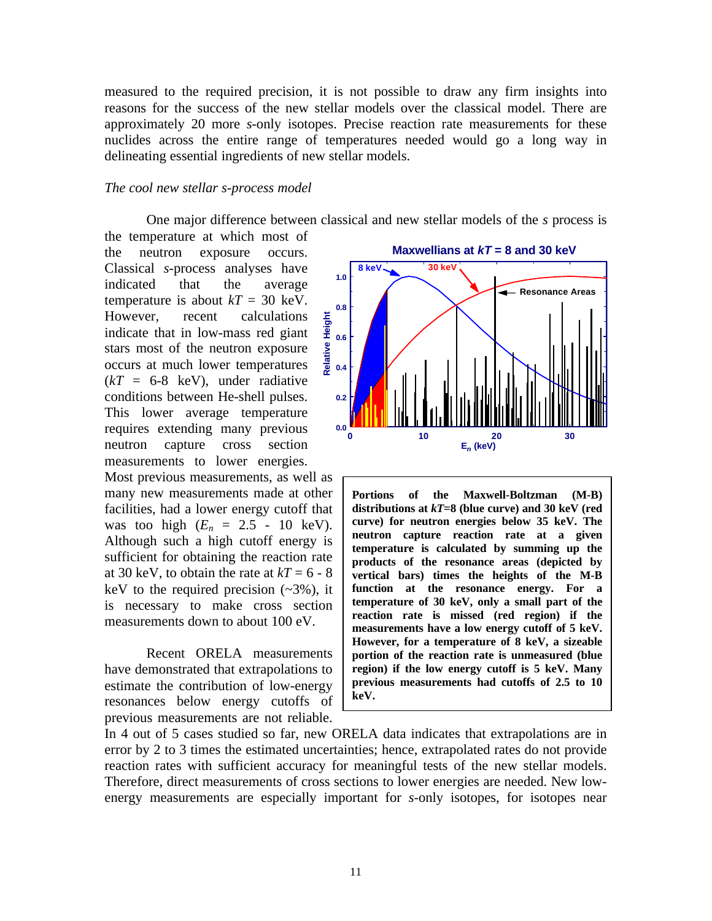measured to the required precision, it is not possible to draw any firm insights into reasons for the success of the new stellar models over the classical model. There are approximately 20 more *s*-only isotopes. Precise reaction rate measurements for these nuclides across the entire range of temperatures needed would go a long way in delineating essential ingredients of new stellar models.

*The cool new stellar s-process model*

One major difference between classical and new stellar models of the *s* process is the temperature at which most of the neutron exposure occurs. Classical *s*-process analyses have indicated that the average temperature is about $kT$ = 30 keV. However, recent calculations indicate that in low-mass red giant stars most of the neutron exposure occurs at much lower temperatures ($kT$ = 6-8 keV), under radiative conditions between He-shell pulses. This lower average temperature requires extending many previous neutron capture cross section measurements to lower energies. Most previous measurements, as well as many new measurements made at other facilities, had a lower energy cutoff that was too high ($E_n$ = 2.5 - 10 keV). Although such a high cutoff energy is sufficient for obtaining the reaction rate at 30 keV, to obtain the rate at $kT$ = 6 - 8 keV to the required precision (~3%), it is necessary to make cross section measurements down to about 100 eV.

**Maxwellians at $kT$ = 8 and 30 keV**

**Portions of the Maxwell-Boltzman (M-B) distributions at $kT$=8 (blue curve) and 30 keV (red curve) for neutron energies below 35 keV. The neutron capture reaction rate at a given temperature is calculated by summing up the products of the resonance areas (depicted by vertical bars) times the heights of the M-B function at the resonance energy. For a temperature of 30 keV, only a small part of the reaction rate is missed (red region) if the measurements have a low energy cutoff of 5 keV. However, for a temperature of 8 keV, a sizeable portion of the reaction rate is unmeasured (blue region) if the low energy cutoff is 5 keV. Many previous measurements had cutoffs of 2.5 to 10 keV.**

Recent ORELA measurements have demonstrated that extrapolations to estimate the contribution of low-energy resonances below energy cutoffs of previous measurements are not reliable. In 4 out of 5 cases studied so far, new ORELA data indicates that extrapolations are in error by 2 to 3 times the estimated uncertainties; hence, extrapolated rates do not provide reaction rates with sufficient accuracy for meaningful tests of the new stellar models. Therefore, direct measurements of cross sections to lower energies are needed. New low-energy measurements are especially important for *s*-only isotopes, for isotopes near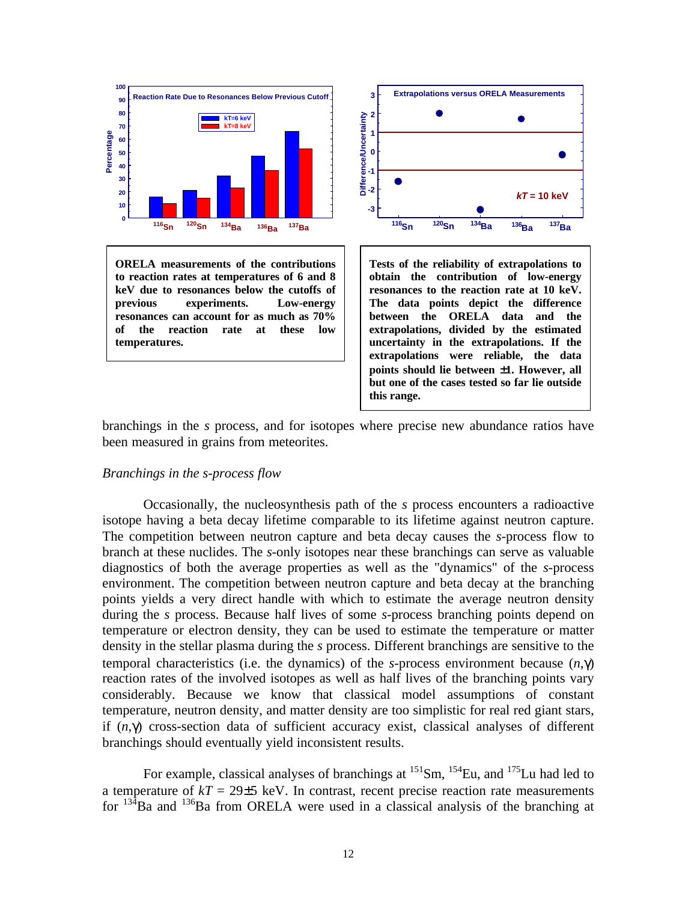**ORELA measurements of the contributions to reaction rates at temperatures of 6 and 8 keV due to resonances below the cutoffs of previous experiments. Low-energy resonances can account for as much as 70% of the reaction rate at these low temperatures.**

**Tests of the reliability of extrapolations to obtain the contribution of low-energy resonances to the reaction rate at 10 keV. The data points depict the difference between the ORELA data and the extrapolations, divided by the estimated uncertainty in the extrapolations. If the extrapolations were reliable, the data points should lie between ±1. However, all but one of the cases tested so far lie outside this range.**

branchings in the *s* process, and for isotopes where precise new abundance ratios have been measured in grains from meteorites.

*Branchings in the s-process flow*

Occasionally, the nucleosynthesis path of the *s* process encounters a radioactive isotope having a beta decay lifetime comparable to its lifetime against neutron capture. The competition between neutron capture and beta decay causes the *s*-process flow to branch at these nuclides. The *s*-only isotopes near these branchings can serve as valuable diagnostics of both the average properties as well as the "dynamics" of the *s*-process environment. The competition between neutron capture and beta decay at the branching points yields a very direct handle with which to estimate the average neutron density during the *s* process. Because half lives of some *s*-process branching points depend on temperature or electron density, they can be used to estimate the temperature or matter density in the stellar plasma during the *s* process. Different branchings are sensitive to the temporal characteristics (i.e. the dynamics) of the *s*-process environment because $(n,\gamma)$ reaction rates of the involved isotopes as well as half lives of the branching points vary considerably. Because we know that classical model assumptions of constant temperature, neutron density, and matter density are too simplistic for real red giant stars, if $(n,\gamma)$ cross-section data of sufficient accuracy exist, classical analyses of different branchings should eventually yield inconsistent results.

For example, classical analyses of branchings at $^{151}$Sm, $^{154}$Eu, and $^{175}$Lu had led to a temperature of $kT = 29\pm5$ keV. In contrast, recent precise reaction rate measurements for $^{134}$Ba and $^{136}$Ba from ORELA were used in a classical analysis of the branching at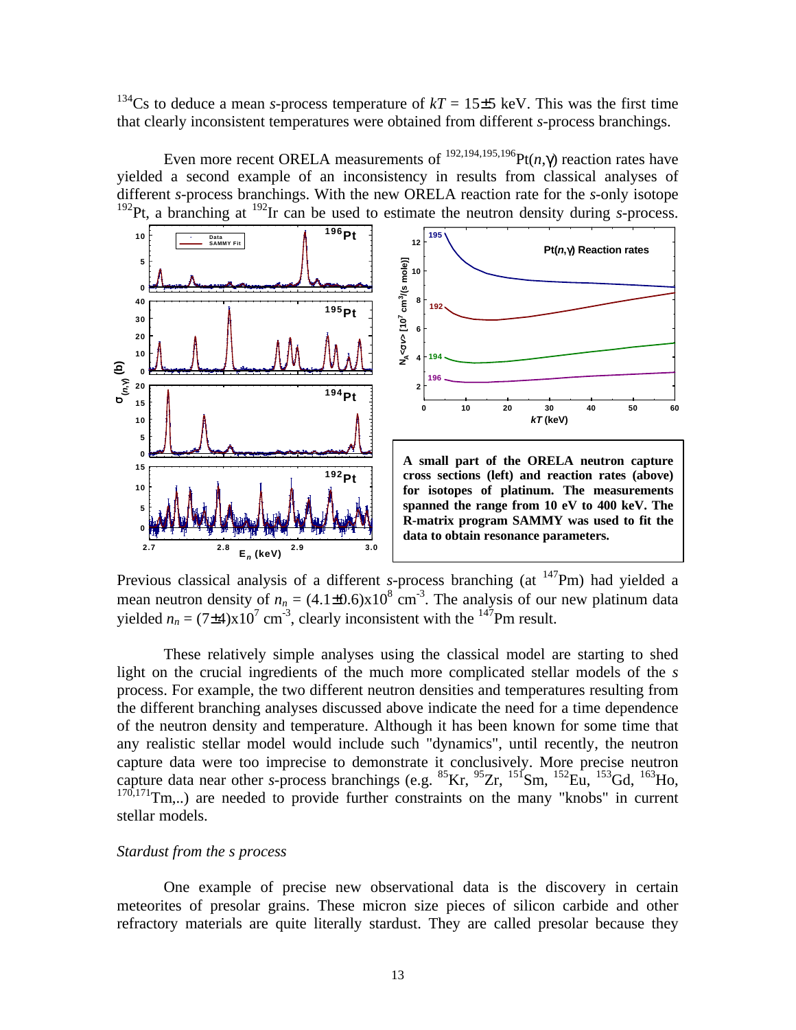$^{134}$Cs to deduce a mean *s*-process temperature of $kT = 15\pm5$ keV. This was the first time that clearly inconsistent temperatures were obtained from different *s*-process branchings.

Even more recent ORELA measurements of $^{192,194,195,196}$Pt($n$,γ) reaction rates have yielded a second example of an inconsistency in results from classical analyses of different *s*-process branchings. With the new ORELA reaction rate for the *s*-only isotope $^{192}$Pt, a branching at $^{192}$Ir can be used to estimate the neutron density during *s*-process.

**A small part of the ORELA neutron capture cross sections (left) and reaction rates (above) for isotopes of platinum. The measurements spanned the range from 10 eV to 400 keV. The R-matrix program SAMMY was used to fit the data to obtain resonance parameters.**

Previous classical analysis of a different *s*-process branching (at $^{147}$Pm) had yielded a mean neutron density of $n_n = (4.1\pm0.6)\text{x}10^8$ cm$^{-3}$. The analysis of our new platinum data yielded $n_n = (7\pm4)\text{x}10^7$ cm$^{-3}$, clearly inconsistent with the $^{147}$Pm result.

These relatively simple analyses using the classical model are starting to shed light on the crucial ingredients of the much more complicated stellar models of the *s* process. For example, the two different neutron densities and temperatures resulting from the different branching analyses discussed above indicate the need for a time dependence of the neutron density and temperature. Although it has been known for some time that any realistic stellar model would include such "dynamics", until recently, the neutron capture data were too imprecise to demonstrate it conclusively. More precise neutron capture data near other *s*-process branchings (e.g. $^{85}$Kr, $^{95}$Zr, $^{151}$Sm, $^{152}$Eu, $^{153}$Gd, $^{163}$Ho, $^{170,171}$Tm,..) are needed to provide further constraints on the many "knobs" in current stellar models.

*Stardust from the s process*

One example of precise new observational data is the discovery in certain meteorites of presolar grains. These micron size pieces of silicon carbide and other refractory materials are quite literally stardust. They are called presolar because they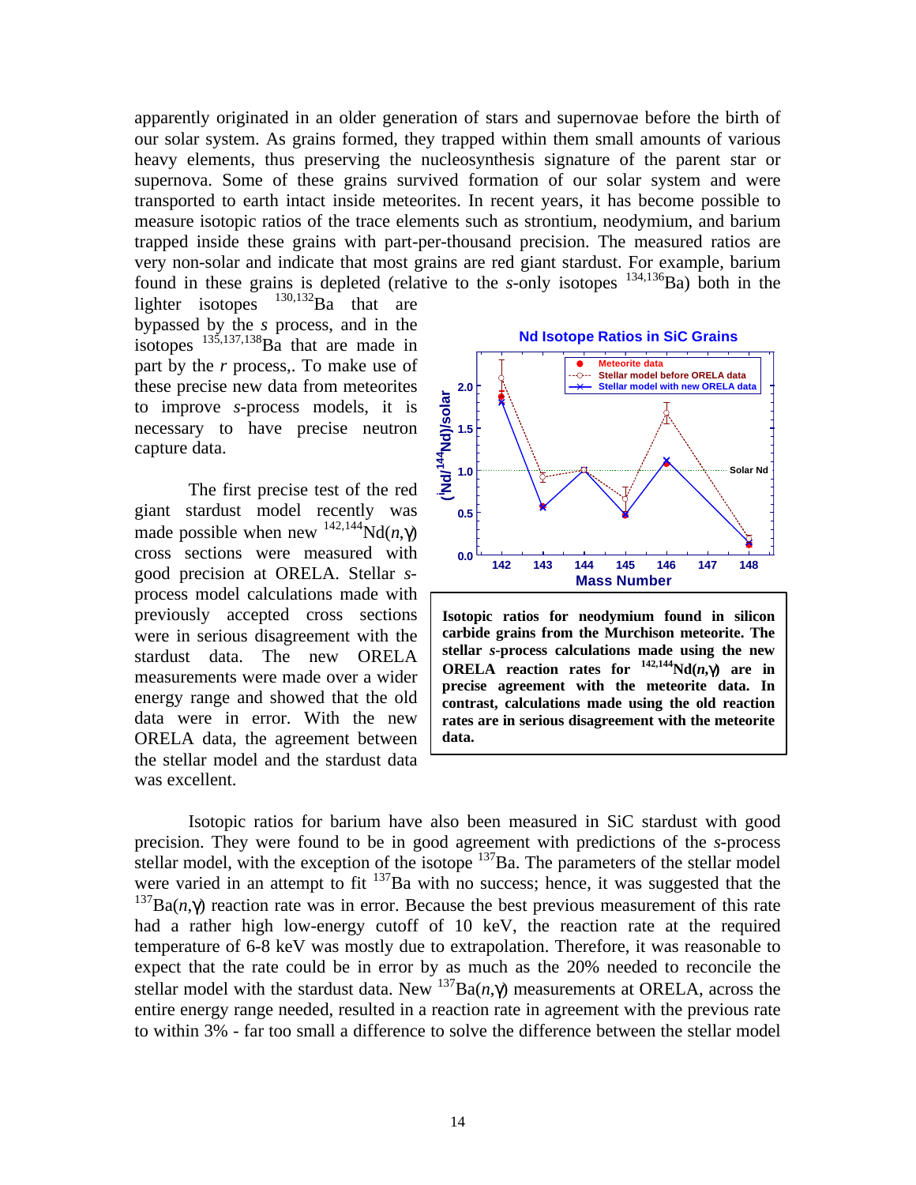apparently originated in an older generation of stars and supernovae before the birth of our solar system. As grains formed, they trapped within them small amounts of various heavy elements, thus preserving the nucleosynthesis signature of the parent star or supernova. Some of these grains survived formation of our solar system and were transported to earth intact inside meteorites. In recent years, it has become possible to measure isotopic ratios of the trace elements such as strontium, neodymium, and barium trapped inside these grains with part-per-thousand precision. The measured ratios are very non-solar and indicate that most grains are red giant stardust. For example, barium found in these grains is depleted (relative to the *s*-only isotopes $^{134,136}$Ba) both in the lighter isotopes $^{130,132}$Ba that are bypassed by the *s* process, and in the isotopes $^{135,137,138}$Ba that are made in part by the *r* process,. To make use of these precise new data from meteorites to improve *s*-process models, it is necessary to have precise neutron capture data.

The first precise test of the red giant stardust model recently was made possible when new $^{142,144}$Nd($n$,$\gamma$) cross sections were measured with good precision at ORELA. Stellar *s*-process model calculations made with previously accepted cross sections were in serious disagreement with the stardust data. The new ORELA measurements were made over a wider energy range and showed that the old data were in error. With the new ORELA data, the agreement between the stellar model and the stardust data was excellent.

**Isotopic ratios for neodymium found in silicon carbide grains from the Murchison meteorite. The stellar *s*-process calculations made using the new ORELA reaction rates for $^{142,144}$Nd($n$,$\gamma$) are in precise agreement with the meteorite data. In contrast, calculations made using the old reaction rates are in serious disagreement with the meteorite data.**

Isotopic ratios for barium have also been measured in SiC stardust with good precision. They were found to be in good agreement with predictions of the *s*-process stellar model, with the exception of the isotope $^{137}$Ba. The parameters of the stellar model were varied in an attempt to fit $^{137}$Ba with no success; hence, it was suggested that the $^{137}$Ba($n$,$\gamma$) reaction rate was in error. Because the best previous measurement of this rate had a rather high low-energy cutoff of 10 keV, the reaction rate at the required temperature of 6-8 keV was mostly due to extrapolation. Therefore, it was reasonable to expect that the rate could be in error by as much as the 20% needed to reconcile the stellar model with the stardust data. New $^{137}$Ba($n$,$\gamma$) measurements at ORELA, across the entire energy range needed, resulted in a reaction rate in agreement with the previous rate to within 3% - far too small a difference to solve the difference between the stellar model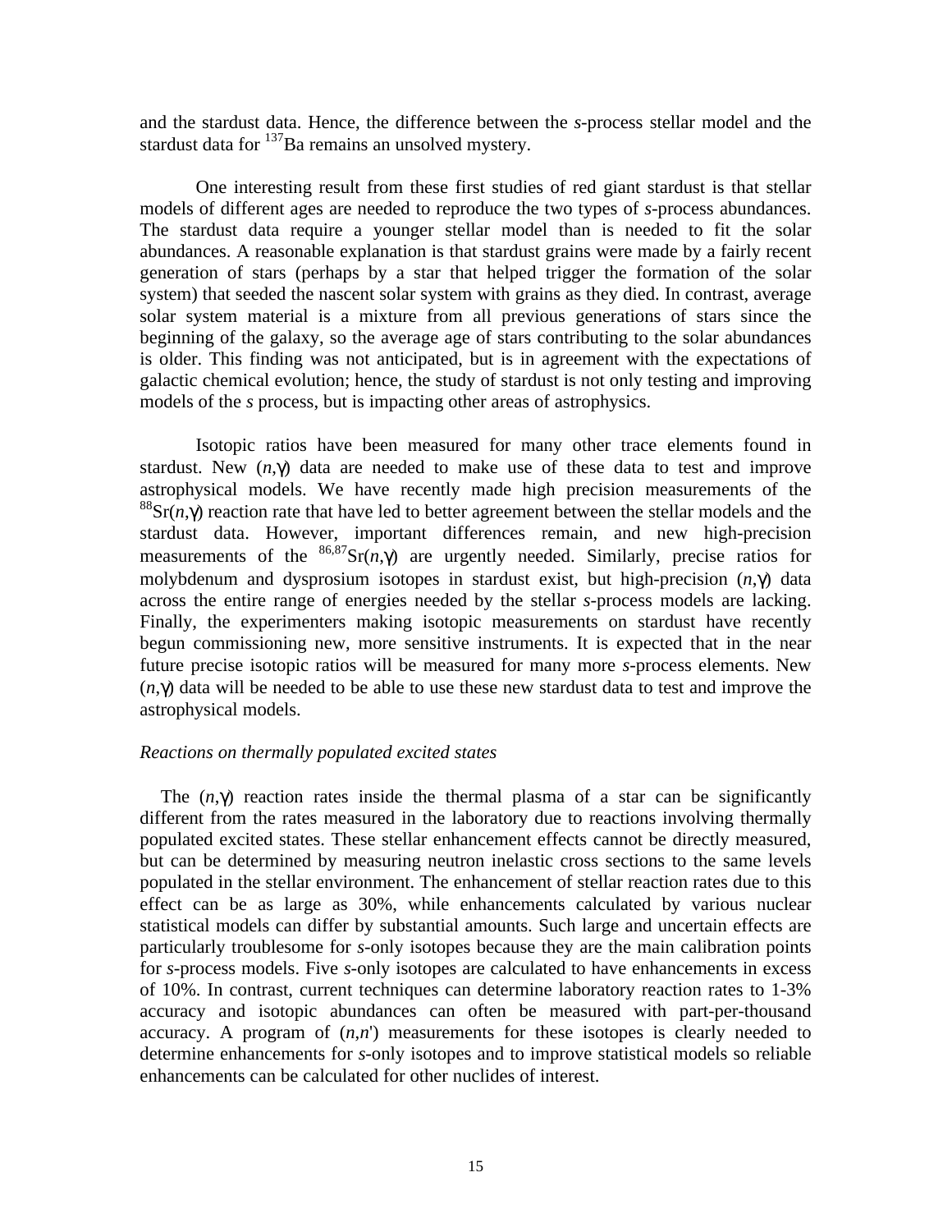and the stardust data. Hence, the difference between the *s*-process stellar model and the stardust data for $^{137}$Ba remains an unsolved mystery.

One interesting result from these first studies of red giant stardust is that stellar models of different ages are needed to reproduce the two types of *s*-process abundances. The stardust data require a younger stellar model than is needed to fit the solar abundances. A reasonable explanation is that stardust grains were made by a fairly recent generation of stars (perhaps by a star that helped trigger the formation of the solar system) that seeded the nascent solar system with grains as they died. In contrast, average solar system material is a mixture from all previous generations of stars since the beginning of the galaxy, so the average age of stars contributing to the solar abundances is older. This finding was not anticipated, but is in agreement with the expectations of galactic chemical evolution; hence, the study of stardust is not only testing and improving models of the *s* process, but is impacting other areas of astrophysics.

Isotopic ratios have been measured for many other trace elements found in stardust. New $(n,\gamma)$ data are needed to make use of these data to test and improve astrophysical models. We have recently made high precision measurements of the $^{88}$Sr$(n,\gamma)$ reaction rate that have led to better agreement between the stellar models and the stardust data. However, important differences remain, and new high-precision measurements of the $^{86,87}$Sr$(n,\gamma)$ are urgently needed. Similarly, precise ratios for molybdenum and dysprosium isotopes in stardust exist, but high-precision $(n,\gamma)$ data across the entire range of energies needed by the stellar *s*-process models are lacking. Finally, the experimenters making isotopic measurements on stardust have recently begun commissioning new, more sensitive instruments. It is expected that in the near future precise isotopic ratios will be measured for many more *s*-process elements. New $(n,\gamma)$ data will be needed to be able to use these new stardust data to test and improve the astrophysical models.

*Reactions on thermally populated excited states*

The $(n,\gamma)$ reaction rates inside the thermal plasma of a star can be significantly different from the rates measured in the laboratory due to reactions involving thermally populated excited states. These stellar enhancement effects cannot be directly measured, but can be determined by measuring neutron inelastic cross sections to the same levels populated in the stellar environment. The enhancement of stellar reaction rates due to this effect can be as large as 30%, while enhancements calculated by various nuclear statistical models can differ by substantial amounts. Such large and uncertain effects are particularly troublesome for *s*-only isotopes because they are the main calibration points for *s*-process models. Five *s*-only isotopes are calculated to have enhancements in excess of 10%. In contrast, current techniques can determine laboratory reaction rates to 1-3% accuracy and isotopic abundances can often be measured with part-per-thousand accuracy. A program of $(n,n')$ measurements for these isotopes is clearly needed to determine enhancements for *s*-only isotopes and to improve statistical models so reliable enhancements can be calculated for other nuclides of interest.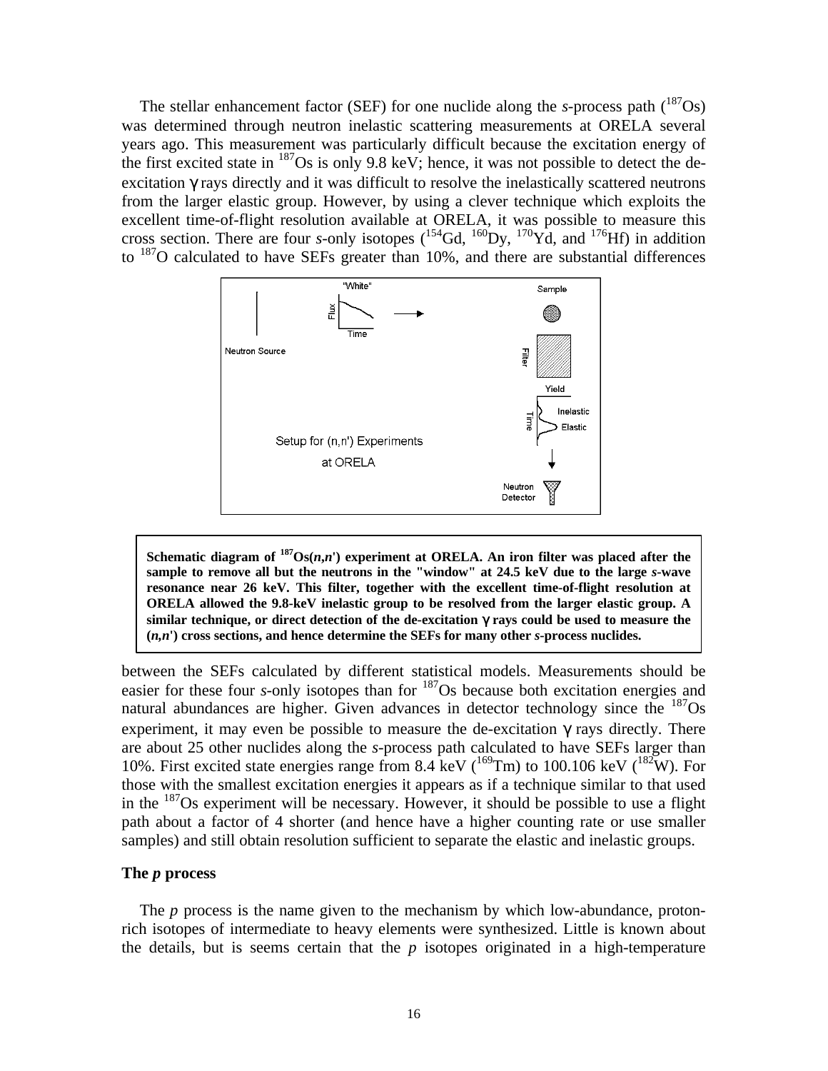The stellar enhancement factor (SEF) for one nuclide along the *s*-process path ($^{187}$Os) was determined through neutron inelastic scattering measurements at ORELA several years ago. This measurement was particularly difficult because the excitation energy of the first excited state in $^{187}$Os is only 9.8 keV; hence, it was not possible to detect the de-excitation γ rays directly and it was difficult to resolve the inelastically scattered neutrons from the larger elastic group. However, by using a clever technique which exploits the excellent time-of-flight resolution available at ORELA, it was possible to measure this cross section. There are four *s*-only isotopes ($^{154}$Gd, $^{160}$Dy, $^{170}$Yd, and $^{176}$Hf) in addition to $^{187}$O calculated to have SEFs greater than 10%, and there are substantial differences between the SEFs calculated by different statistical models. Measurements should be easier for these four *s*-only isotopes than for $^{187}$Os because both excitation energies and natural abundances are higher. Given advances in detector technology since the $^{187}$Os experiment, it may even be possible to measure the de-excitation γ rays directly. There are about 25 other nuclides along the *s*-process path calculated to have SEFs larger than 10%. First excited state energies range from 8.4 keV ($^{169}$Tm) to 100.106 keV ($^{182}$W). For those with the smallest excitation energies it appears as if a technique similar to that used in the $^{187}$Os experiment will be necessary. However, it should be possible to use a flight path about a factor of 4 shorter (and hence have a higher counting rate or use smaller samples) and still obtain resolution sufficient to separate the elastic and inelastic groups.

**Schematic diagram of $^{187}$Os(*n*,*n*') experiment at ORELA. An iron filter was placed after the sample to remove all but the neutrons in the "window" at 24.5 keV due to the large *s*-wave resonance near 26 keV. This filter, together with the excellent time-of-flight resolution at ORELA allowed the 9.8-keV inelastic group to be resolved from the larger elastic group. A similar technique, or direct detection of the de-excitation γ rays could be used to measure the (*n*,*n*') cross sections, and hence determine the SEFs for many other *s*-process nuclides.**

## The *p* process

The *p* process is the name given to the mechanism by which low-abundance, proton-rich isotopes of intermediate to heavy elements were synthesized. Little is known about the details, but is seems certain that the *p* isotopes originated in a high-temperature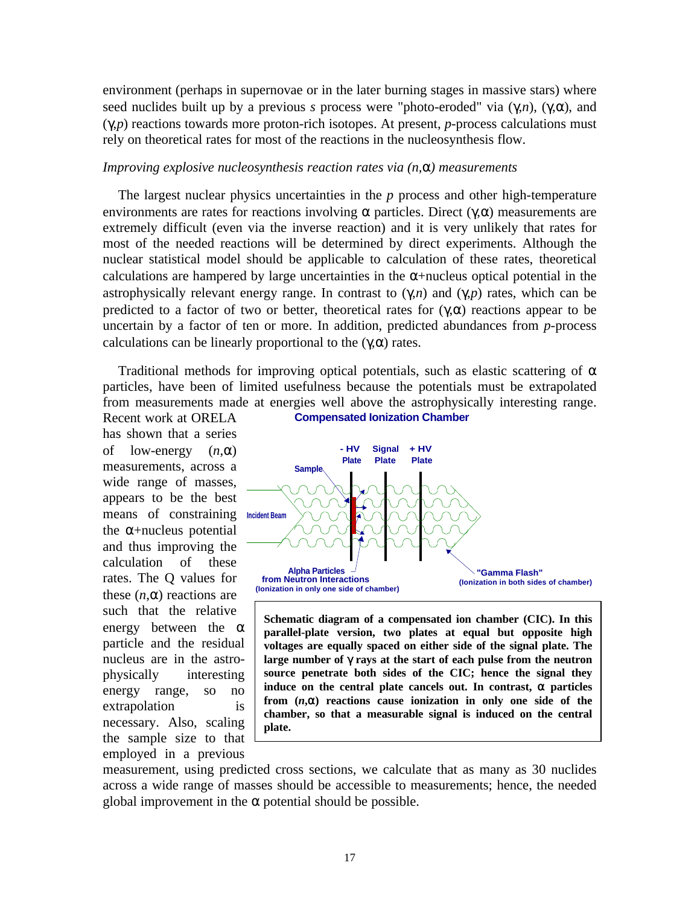environment (perhaps in supernovae or in the later burning stages in massive stars) where seed nuclides built up by a previous *s* process were "photo-eroded" via ($\gamma$,*n*), ($\gamma$,$\alpha$), and ($\gamma$,*p*) reactions towards more proton-rich isotopes. At present, *p*-process calculations must rely on theoretical rates for most of the reactions in the nucleosynthesis flow.

*Improving explosive nucleosynthesis reaction rates via (n,$\alpha$) measurements*

The largest nuclear physics uncertainties in the *p* process and other high-temperature environments are rates for reactions involving $\alpha$ particles. Direct ($\gamma$,$\alpha$) measurements are extremely difficult (even via the inverse reaction) and it is very unlikely that rates for most of the needed reactions will be determined by direct experiments. Although the nuclear statistical model should be applicable to calculation of these rates, theoretical calculations are hampered by large uncertainties in the $\alpha$+nucleus optical potential in the astrophysically relevant energy range. In contrast to ($\gamma$,*n*) and ($\gamma$,*p*) rates, which can be predicted to a factor of two or better, theoretical rates for ($\gamma$,$\alpha$) reactions appear to be uncertain by a factor of ten or more. In addition, predicted abundances from *p*-process calculations can be linearly proportional to the ($\gamma$,$\alpha$) rates.

Traditional methods for improving optical potentials, such as elastic scattering of $\alpha$ particles, have been of limited usefulness because the potentials must be extrapolated from measurements made at energies well above the astrophysically interesting range. Recent work at ORELA has shown that a series of low-energy (*n*,$\alpha$) measurements, across a wide range of masses, appears to be the best means of constraining the $\alpha$+nucleus potential and thus improving the calculation of these rates. The Q values for these (*n*,$\alpha$) reactions are such that the relative energy between the $\alpha$ particle and the residual nucleus are in the astrophysically interesting energy range, so no extrapolation is necessary. Also, scaling the sample size to that employed in a previous measurement, using predicted cross sections, we calculate that as many as 30 nuclides across a wide range of masses should be accessible to measurements; hence, the needed global improvement in the $\alpha$ potential should be possible.

**Compensated Ionization Chamber**

**Schematic diagram of a compensated ion chamber (CIC). In this parallel-plate version, two plates at equal but opposite high voltages are equally spaced on either side of the signal plate. The large number of $\gamma$ rays at the start of each pulse from the neutron source penetrate both sides of the CIC; hence the signal they induce on the central plate cancels out. In contrast, $\alpha$ particles from (*n*,$\alpha$) reactions cause ionization in only one side of the chamber, so that a measurable signal is induced on the central plate.**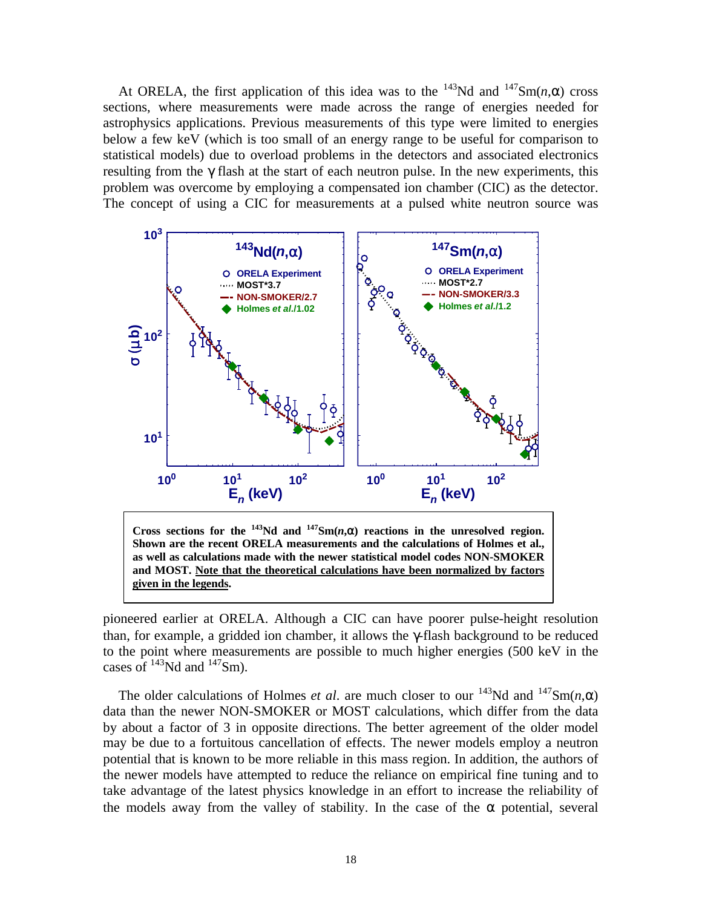At ORELA, the first application of this idea was to the $^{143}$Nd and $^{147}$Sm($n$,α) cross sections, where measurements were made across the range of energies needed for astrophysics applications. Previous measurements of this type were limited to energies below a few keV (which is too small of an energy range to be useful for comparison to statistical models) due to overload problems in the detectors and associated electronics resulting from the γ flash at the start of each neutron pulse. In the new experiments, this problem was overcome by employing a compensated ion chamber (CIC) as the detector. The concept of using a CIC for measurements at a pulsed white neutron source was pioneered earlier at ORELA. Although a CIC can have poorer pulse-height resolution than, for example, a gridded ion chamber, it allows the γ-flash background to be reduced to the point where measurements are possible to much higher energies (500 keV in the cases of $^{143}$Nd and $^{147}$Sm).

**Cross sections for the $^{143}$Nd and $^{147}$Sm($n$,α) reactions in the unresolved region. Shown are the recent ORELA measurements and the calculations of Holmes et al., as well as calculations made with the newer statistical model codes NON-SMOKER and MOST. Note that the theoretical calculations have been normalized by factors given in the legends.**

The older calculations of Holmes *et al*. are much closer to our $^{143}$Nd and $^{147}$Sm($n$,α) data than the newer NON-SMOKER or MOST calculations, which differ from the data by about a factor of 3 in opposite directions. The better agreement of the older model may be due to a fortuitous cancellation of effects. The newer models employ a neutron potential that is known to be more reliable in this mass region. In addition, the authors of the newer models have attempted to reduce the reliance on empirical fine tuning and to take advantage of the latest physics knowledge in an effort to increase the reliability of the models away from the valley of stability. In the case of the α potential, several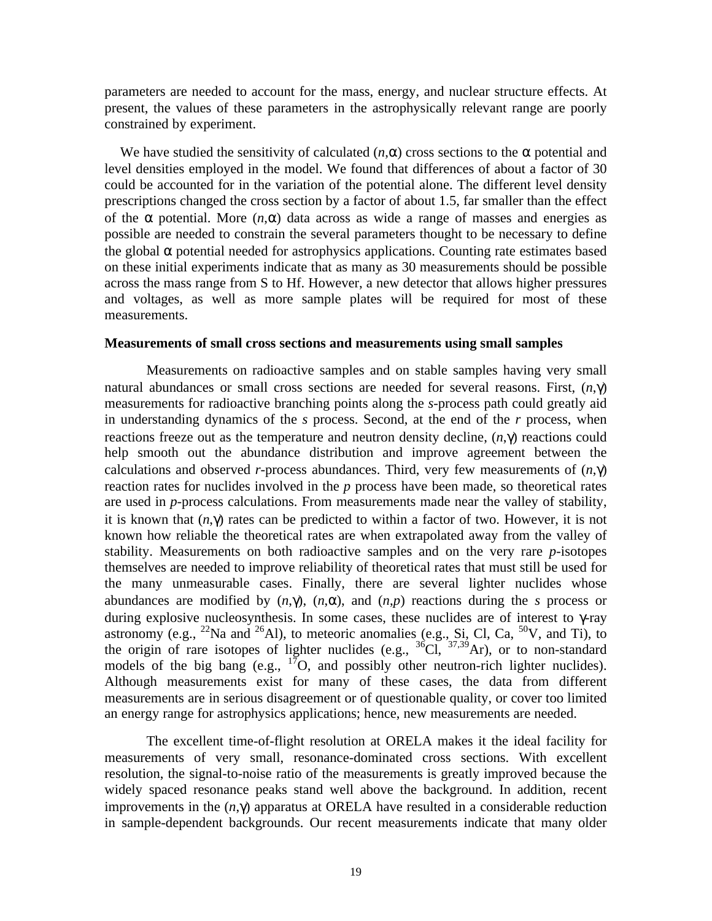parameters are needed to account for the mass, energy, and nuclear structure effects. At present, the values of these parameters in the astrophysically relevant range are poorly constrained by experiment.

We have studied the sensitivity of calculated ($n$,$\alpha$) cross sections to the $\alpha$ potential and level densities employed in the model. We found that differences of about a factor of 30 could be accounted for in the variation of the potential alone. The different level density prescriptions changed the cross section by a factor of about 1.5, far smaller than the effect of the $\alpha$ potential. More ($n$,$\alpha$) data across as wide a range of masses and energies as possible are needed to constrain the several parameters thought to be necessary to define the global $\alpha$ potential needed for astrophysics applications. Counting rate estimates based on these initial experiments indicate that as many as 30 measurements should be possible across the mass range from S to Hf. However, a new detector that allows higher pressures and voltages, as well as more sample plates will be required for most of these measurements.

**Measurements of small cross sections and measurements using small samples**

Measurements on radioactive samples and on stable samples having very small natural abundances or small cross sections are needed for several reasons. First, ($n$,$\gamma$) measurements for radioactive branching points along the *s*-process path could greatly aid in understanding dynamics of the *s* process. Second, at the end of the *r* process, when reactions freeze out as the temperature and neutron density decline, ($n$,$\gamma$) reactions could help smooth out the abundance distribution and improve agreement between the calculations and observed *r*-process abundances. Third, very few measurements of ($n$,$\gamma$) reaction rates for nuclides involved in the *p* process have been made, so theoretical rates are used in *p*-process calculations. From measurements made near the valley of stability, it is known that ($n$,$\gamma$) rates can be predicted to within a factor of two. However, it is not known how reliable the theoretical rates are when extrapolated away from the valley of stability. Measurements on both radioactive samples and on the very rare *p*-isotopes themselves are needed to improve reliability of theoretical rates that must still be used for the many unmeasurable cases. Finally, there are several lighter nuclides whose abundances are modified by ($n$,$\gamma$), ($n$,$\alpha$), and ($n$,$p$) reactions during the *s* process or during explosive nucleosynthesis. In some cases, these nuclides are of interest to $\gamma$-ray astronomy (e.g., $^{22}$Na and $^{26}$Al), to meteoric anomalies (e.g., Si, Cl, Ca, $^{50}$V, and Ti), to the origin of rare isotopes of lighter nuclides (e.g., $^{36}$Cl, $^{37,39}$Ar), or to non-standard models of the big bang (e.g., $^{17}$O, and possibly other neutron-rich lighter nuclides). Although measurements exist for many of these cases, the data from different measurements are in serious disagreement or of questionable quality, or cover too limited an energy range for astrophysics applications; hence, new measurements are needed.

The excellent time-of-flight resolution at ORELA makes it the ideal facility for measurements of very small, resonance-dominated cross sections. With excellent resolution, the signal-to-noise ratio of the measurements is greatly improved because the widely spaced resonance peaks stand well above the background. In addition, recent improvements in the ($n$,$\gamma$) apparatus at ORELA have resulted in a considerable reduction in sample-dependent backgrounds. Our recent measurements indicate that many older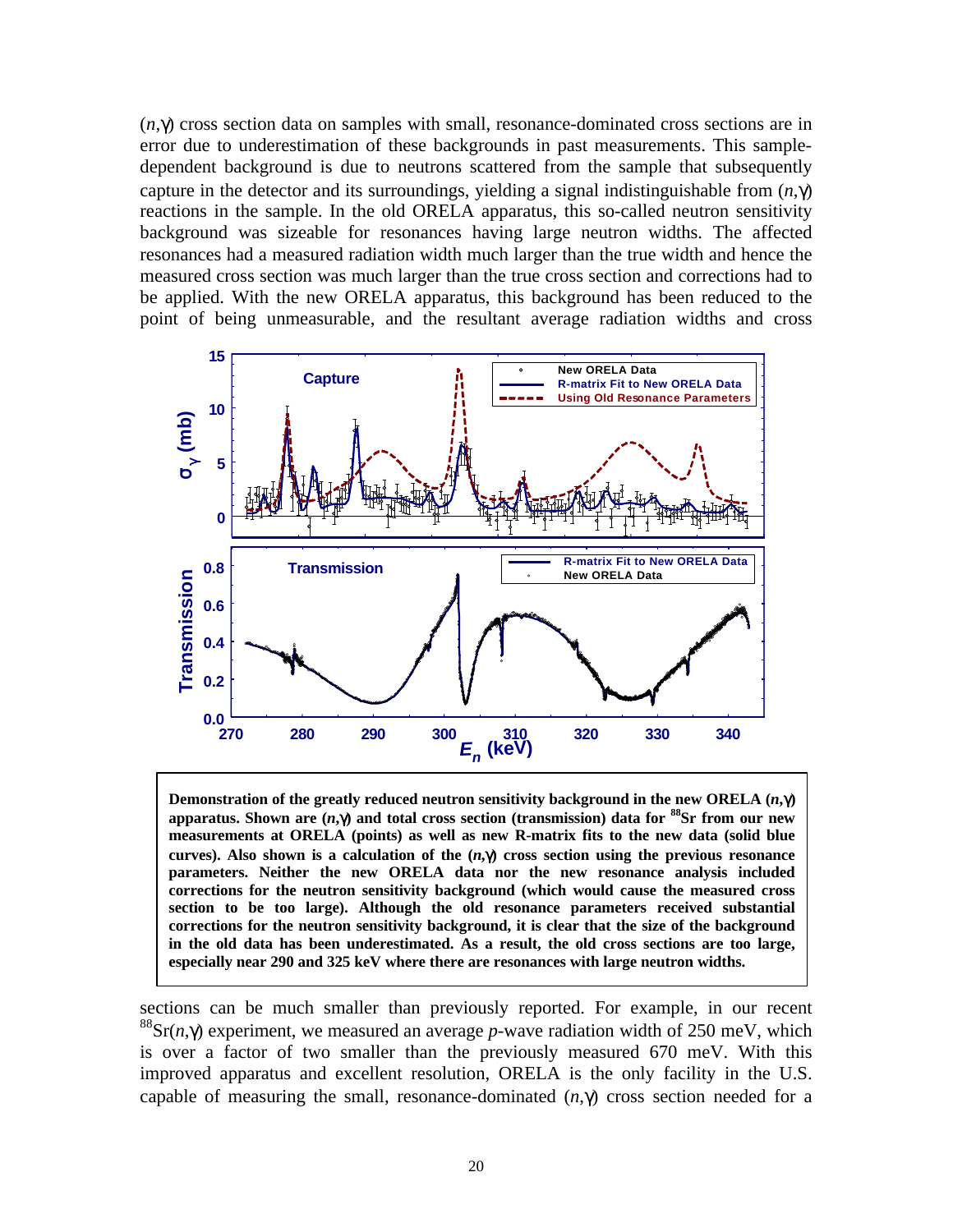$(n,\gamma)$ cross section data on samples with small, resonance-dominated cross sections are in error due to underestimation of these backgrounds in past measurements. This sample-dependent background is due to neutrons scattered from the sample that subsequently capture in the detector and its surroundings, yielding a signal indistinguishable from $(n,\gamma)$ reactions in the sample. In the old ORELA apparatus, this so-called neutron sensitivity background was sizeable for resonances having large neutron widths. The affected resonances had a measured radiation width much larger than the true width and hence the measured cross section was much larger than the true cross section and corrections had to be applied. With the new ORELA apparatus, this background has been reduced to the point of being unmeasurable, and the resultant average radiation widths and cross

**Demonstration of the greatly reduced neutron sensitivity background in the new ORELA $(n,\gamma)$ apparatus. Shown are $(n,\gamma)$ and total cross section (transmission) data for $^{88}$Sr from our new measurements at ORELA (points) as well as new R-matrix fits to the new data (solid blue curves). Also shown is a calculation of the $(n,\gamma)$ cross section using the previous resonance parameters. Neither the new ORELA data nor the new resonance analysis included corrections for the neutron sensitivity background (which would cause the measured cross section to be too large). Although the old resonance parameters received substantial corrections for the neutron sensitivity background, it is clear that the size of the background in the old data has been underestimated. As a result, the old cross sections are too large, especially near 290 and 325 keV where there are resonances with large neutron widths.**

sections can be much smaller than previously reported. For example, in our recent $^{88}$Sr$(n,\gamma)$ experiment, we measured an average *p*-wave radiation width of 250 meV, which is over a factor of two smaller than the previously measured 670 meV. With this improved apparatus and excellent resolution, ORELA is the only facility in the U.S. capable of measuring the small, resonance-dominated $(n,\gamma)$ cross section needed for a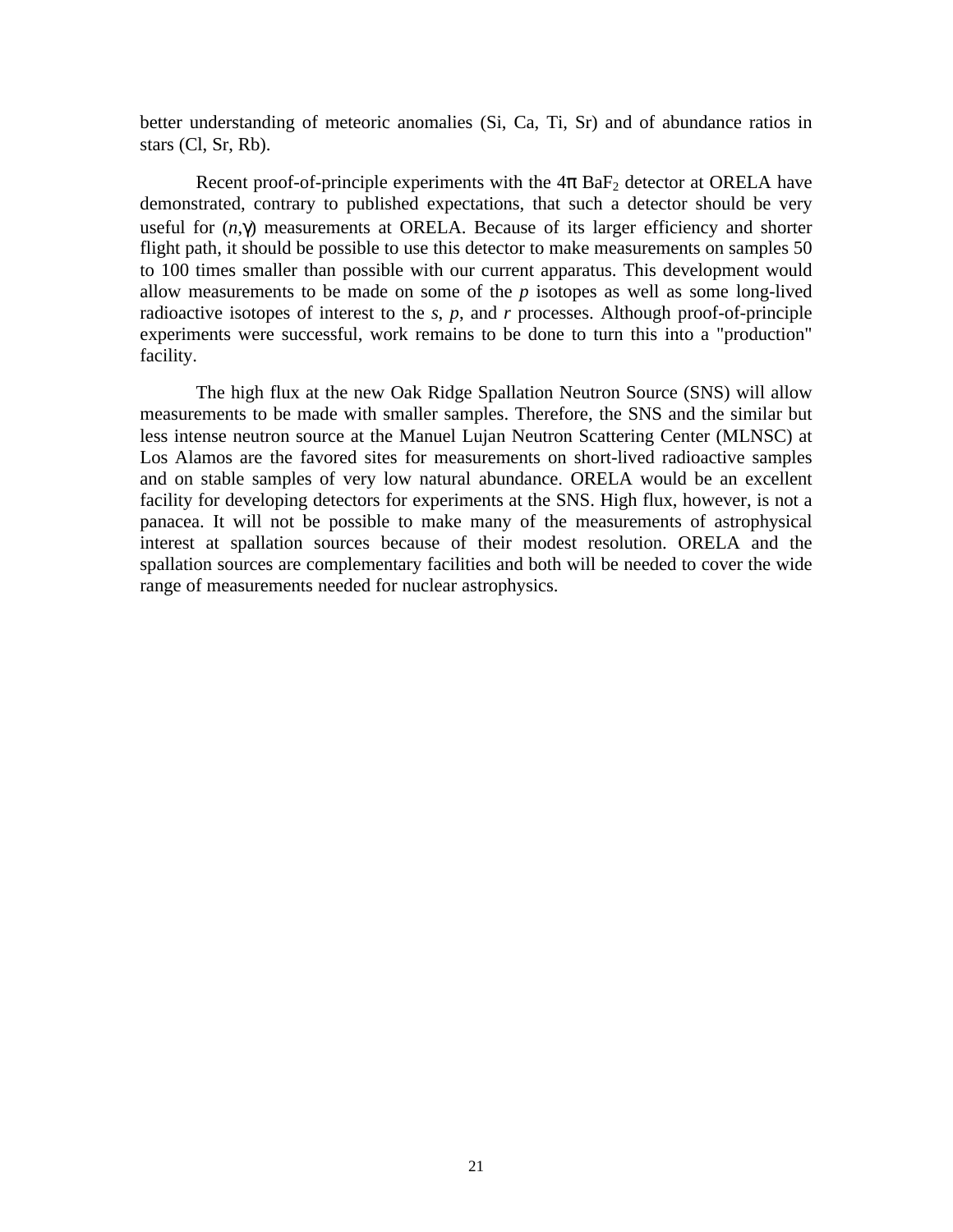better understanding of meteoric anomalies (Si, Ca, Ti, Sr) and of abundance ratios in stars (Cl, Sr, Rb).

Recent proof-of-principle experiments with the $4\pi$ $BaF_2$ detector at ORELA have demonstrated, contrary to published expectations, that such a detector should be very useful for $(n,\gamma)$ measurements at ORELA. Because of its larger efficiency and shorter flight path, it should be possible to use this detector to make measurements on samples 50 to 100 times smaller than possible with our current apparatus. This development would allow measurements to be made on some of the *p* isotopes as well as some long-lived radioactive isotopes of interest to the *s*, *p*, and *r* processes. Although proof-of-principle experiments were successful, work remains to be done to turn this into a "production" facility.

The high flux at the new Oak Ridge Spallation Neutron Source (SNS) will allow measurements to be made with smaller samples. Therefore, the SNS and the similar but less intense neutron source at the Manuel Lujan Neutron Scattering Center (MLNSC) at Los Alamos are the favored sites for measurements on short-lived radioactive samples and on stable samples of very low natural abundance. ORELA would be an excellent facility for developing detectors for experiments at the SNS. High flux, however, is not a panacea. It will not be possible to make many of the measurements of astrophysical interest at spallation sources because of their modest resolution. ORELA and the spallation sources are complementary facilities and both will be needed to cover the wide range of measurements needed for nuclear astrophysics.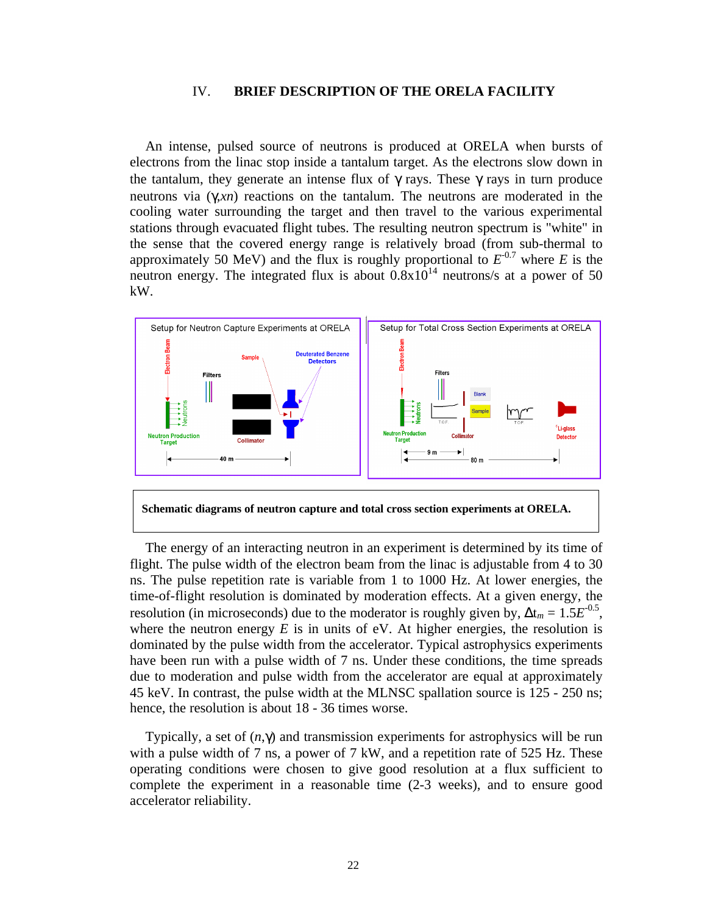## IV. BRIEF DESCRIPTION OF THE ORELA FACILITY

An intense, pulsed source of neutrons is produced at ORELA when bursts of electrons from the linac stop inside a tantalum target. As the electrons slow down in the tantalum, they generate an intense flux of γ rays. These γ rays in turn produce neutrons via (γ,*xn*) reactions on the tantalum. The neutrons are moderated in the cooling water surrounding the target and then travel to the various experimental stations through evacuated flight tubes. The resulting neutron spectrum is "white" in the sense that the covered energy range is relatively broad (from sub-thermal to approximately 50 MeV) and the flux is roughly proportional to $E^{-0.7}$ where $E$ is the neutron energy. The integrated flux is about $0.8\times10^{14}$ neutrons/s at a power of 50 kW.

**Schematic diagrams of neutron capture and total cross section experiments at ORELA.**

The energy of an interacting neutron in an experiment is determined by its time of flight. The pulse width of the electron beam from the linac is adjustable from 4 to 30 ns. The pulse repetition rate is variable from 1 to 1000 Hz. At lower energies, the time-of-flight resolution is dominated by moderation effects. At a given energy, the resolution (in microseconds) due to the moderator is roughly given by, $\Delta t_m = 1.5E^{-0.5}$, where the neutron energy $E$ is in units of eV. At higher energies, the resolution is dominated by the pulse width from the accelerator. Typical astrophysics experiments have been run with a pulse width of 7 ns. Under these conditions, the time spreads due to moderation and pulse width from the accelerator are equal at approximately 45 keV. In contrast, the pulse width at the MLNSC spallation source is 125 - 250 ns; hence, the resolution is about 18 - 36 times worse.

Typically, a set of (*n*,γ) and transmission experiments for astrophysics will be run with a pulse width of 7 ns, a power of 7 kW, and a repetition rate of 525 Hz. These operating conditions were chosen to give good resolution at a flux sufficient to complete the experiment in a reasonable time (2-3 weeks), and to ensure good accelerator reliability.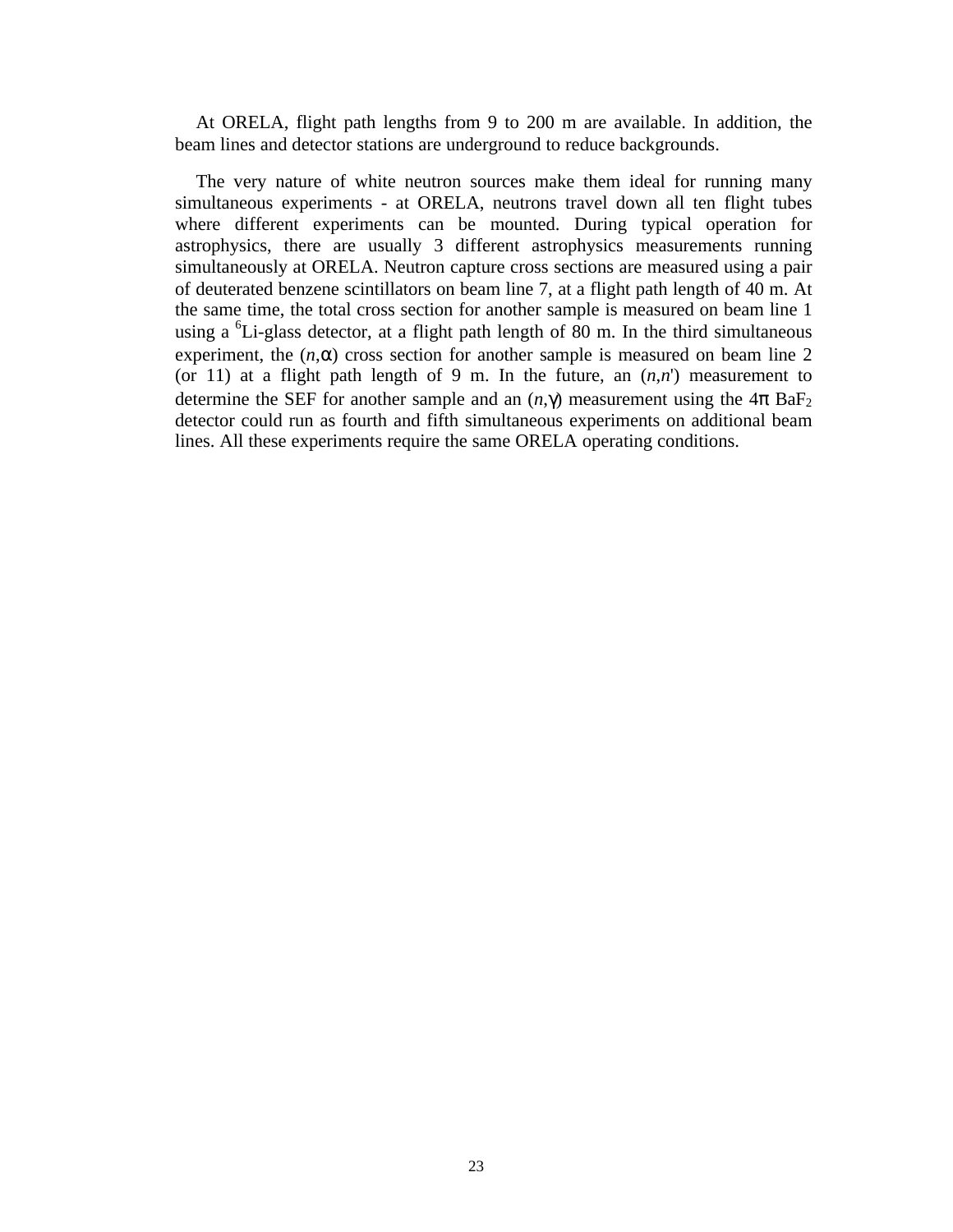At ORELA, flight path lengths from 9 to 200 m are available. In addition, the beam lines and detector stations are underground to reduce backgrounds.

The very nature of white neutron sources make them ideal for running many simultaneous experiments - at ORELA, neutrons travel down all ten flight tubes where different experiments can be mounted. During typical operation for astrophysics, there are usually 3 different astrophysics measurements running simultaneously at ORELA. Neutron capture cross sections are measured using a pair of deuterated benzene scintillators on beam line 7, at a flight path length of 40 m. At the same time, the total cross section for another sample is measured on beam line 1 using a $^{6}$Li-glass detector, at a flight path length of 80 m. In the third simultaneous experiment, the ($n$,$\alpha$) cross section for another sample is measured on beam line 2 (or 11) at a flight path length of 9 m. In the future, an ($n$,$n'$) measurement to determine the SEF for another sample and an ($n$,$\gamma$) measurement using the 4$\pi$ $BaF_2$ detector could run as fourth and fifth simultaneous experiments on additional beam lines. All these experiments require the same ORELA operating conditions.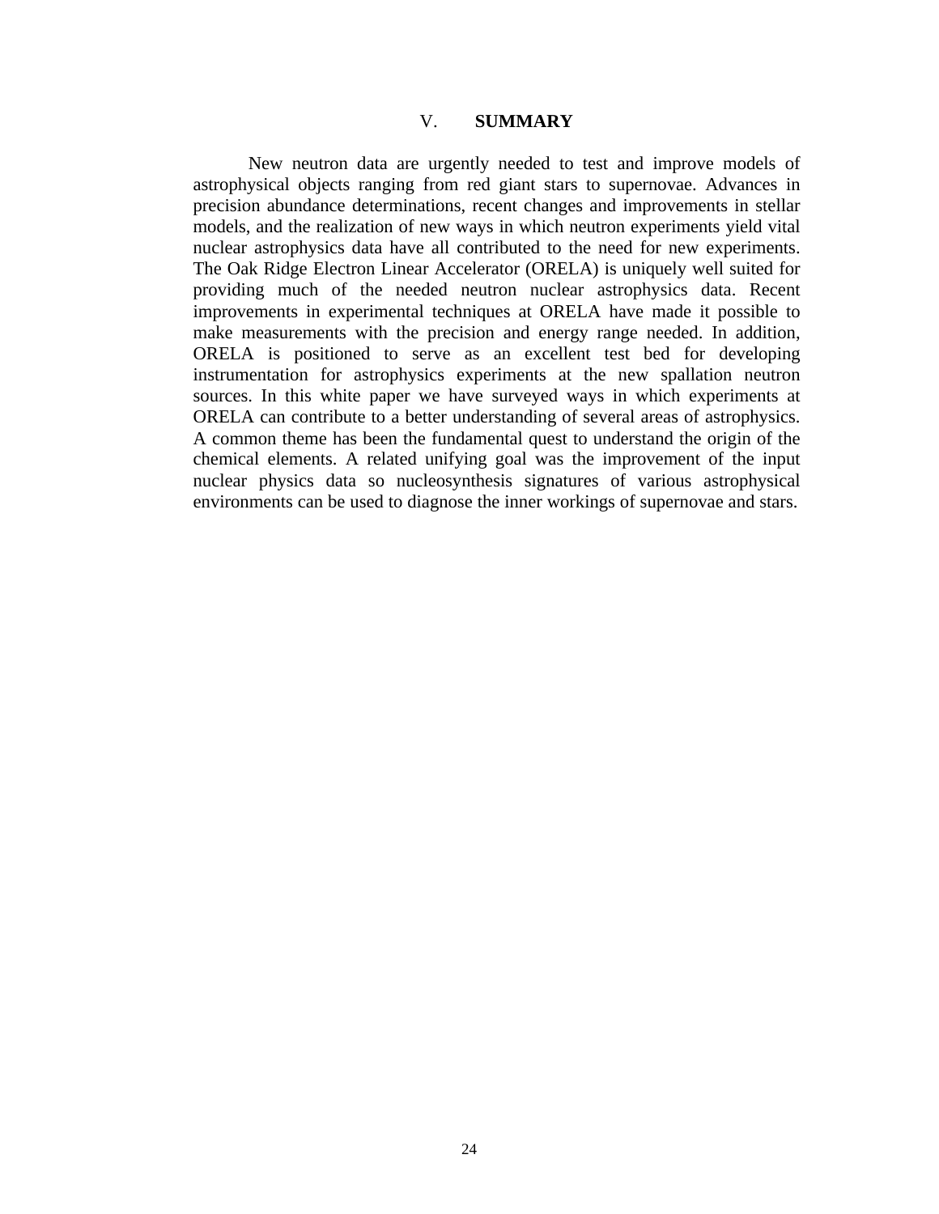## V. SUMMARY

New neutron data are urgently needed to test and improve models of astrophysical objects ranging from red giant stars to supernovae. Advances in precision abundance determinations, recent changes and improvements in stellar models, and the realization of new ways in which neutron experiments yield vital nuclear astrophysics data have all contributed to the need for new experiments. The Oak Ridge Electron Linear Accelerator (ORELA) is uniquely well suited for providing much of the needed neutron nuclear astrophysics data. Recent improvements in experimental techniques at ORELA have made it possible to make measurements with the precision and energy range needed. In addition, ORELA is positioned to serve as an excellent test bed for developing instrumentation for astrophysics experiments at the new spallation neutron sources. In this white paper we have surveyed ways in which experiments at ORELA can contribute to a better understanding of several areas of astrophysics. A common theme has been the fundamental quest to understand the origin of the chemical elements. A related unifying goal was the improvement of the input nuclear physics data so nucleosynthesis signatures of various astrophysical environments can be used to diagnose the inner workings of supernovae and stars.